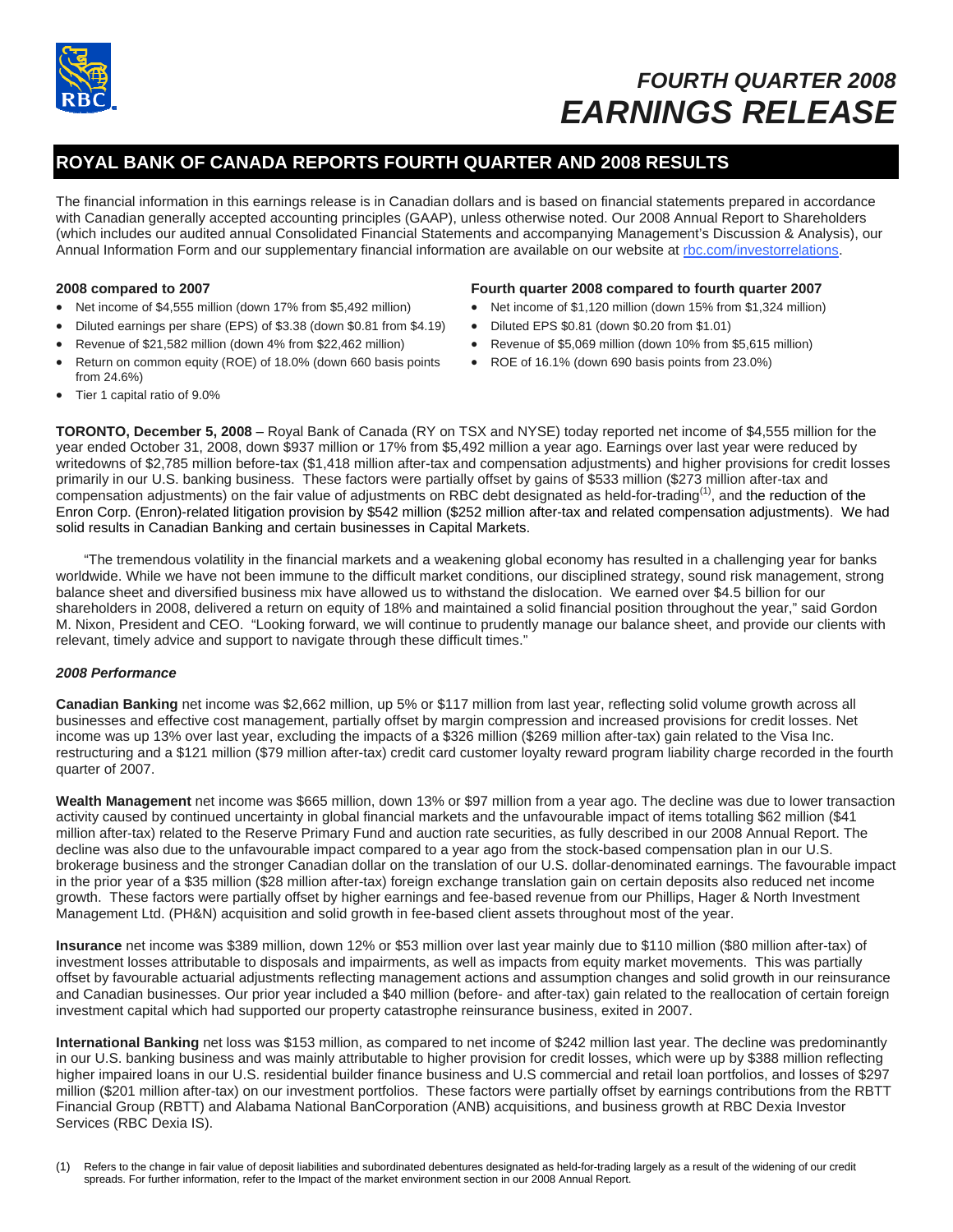# FOURTH QUARTER 2008 EARNINGS RELEASE

## ROYAL BANK OF CANADA REPORTS FOURTH QUARTER AND 2008 RESULTS

The financial information in this earnings release is in Canadian dollars and is based on financial statements prepared in accordance with Canadian generally accepted accounting principles (GAAP), unless otherwise noted. Our 2008 Annual Report to Shareholders (which includes our audited annual Consolidated Financial Statements and accompanying Management's Discussion & Analysis), our Annual Information Form and our supplementary financial information are available on our website at rbc.com/investorrelations.

**2008 compared to 2007**

- Net income of $4,555 million (down 17% from $5,492 million)
- Diluted earnings per share (EPS) of $3.38 (down $0.81 from $4.19)
- Revenue of $21,582 million (down 4% from $22,462 million)
- Return on common equity (ROE) of 18.0% (down 660 basis points from 24.6%)
- Tier 1 capital ratio of 9.0%

**Fourth quarter 2008 compared to fourth quarter 2007**

- Net income of $1,120 million (down 15% from $1,324 million)
- Diluted EPS $0.81 (down $0.20 from $1.01)
- Revenue of $5,069 million (down 10% from $5,615 million)
- ROE of 16.1% (down 690 basis points from 23.0%)

**TORONTO, December 5, 2008** – Royal Bank of Canada (RY on TSX and NYSE) today reported net income of $4,555 million for the year ended October 31, 2008, down $937 million or 17% from $5,492 million a year ago. Earnings over last year were reduced by writedowns of $2,785 million before-tax ($1,418 million after-tax and compensation adjustments) and higher provisions for credit losses primarily in our U.S. banking business. These factors were partially offset by gains of $533 million ($273 million after-tax and compensation adjustments) on the fair value of adjustments on RBC debt designated as held-for-trading[1], and the reduction of the Enron Corp. (Enron)-related litigation provision by $542 million ($252 million after-tax and related compensation adjustments). We had solid results in Canadian Banking and certain businesses in Capital Markets.

"The tremendous volatility in the financial markets and a weakening global economy has resulted in a challenging year for banks worldwide. While we have not been immune to the difficult market conditions, our disciplined strategy, sound risk management, strong balance sheet and diversified business mix have allowed us to withstand the dislocation. We earned over $4.5 billion for our shareholders in 2008, delivered a return on equity of 18% and maintained a solid financial position throughout the year," said Gordon M. Nixon, President and CEO. "Looking forward, we will continue to prudently manage our balance sheet, and provide our clients with relevant, timely advice and support to navigate through these difficult times."

### *2008 Performance*

**Canadian Banking** net income was $2,662 million, up 5% or $117 million from last year, reflecting solid volume growth across all businesses and effective cost management, partially offset by margin compression and increased provisions for credit losses. Net income was up 13% over last year, excluding the impacts of a $326 million ($269 million after-tax) gain related to the Visa Inc. restructuring and a $121 million ($79 million after-tax) credit card customer loyalty reward program liability charge recorded in the fourth quarter of 2007.

**Wealth Management** net income was $665 million, down 13% or $97 million from a year ago. The decline was due to lower transaction activity caused by continued uncertainty in global financial markets and the unfavourable impact of items totalling $62 million ($41 million after-tax) related to the Reserve Primary Fund and auction rate securities, as fully described in our 2008 Annual Report. The decline was also due to the unfavourable impact compared to a year ago from the stock-based compensation plan in our U.S. brokerage business and the stronger Canadian dollar on the translation of our U.S. dollar-denominated earnings. The favourable impact in the prior year of a $35 million ($28 million after-tax) foreign exchange translation gain on certain deposits also reduced net income growth. These factors were partially offset by higher earnings and fee-based revenue from our Phillips, Hager & North Investment Management Ltd. (PH&N) acquisition and solid growth in fee-based client assets throughout most of the year.

**Insurance** net income was $389 million, down 12% or $53 million over last year mainly due to $110 million ($80 million after-tax) of investment losses attributable to disposals and impairments, as well as impacts from equity market movements. This was partially offset by favourable actuarial adjustments reflecting management actions and assumption changes and solid growth in our reinsurance and Canadian businesses. Our prior year included a $40 million (before- and after-tax) gain related to the reallocation of certain foreign investment capital which had supported our property catastrophe reinsurance business, exited in 2007.

**International Banking** net loss was $153 million, as compared to net income of $242 million last year. The decline was predominantly in our U.S. banking business and was mainly attributable to higher provision for credit losses, which were up by $388 million reflecting higher impaired loans in our U.S. residential builder finance business and U.S commercial and retail loan portfolios, and losses of $297 million ($201 million after-tax) on our investment portfolios. These factors were partially offset by earnings contributions from the RBTT Financial Group (RBTT) and Alabama National BanCorporation (ANB) acquisitions, and business growth at RBC Dexia Investor Services (RBC Dexia IS).

(1) Refers to the change in fair value of deposit liabilities and subordinated debentures designated as held-for-trading largely as a result of the widening of our credit spreads. For further information, refer to the Impact of the market environment section in our 2008 Annual Report.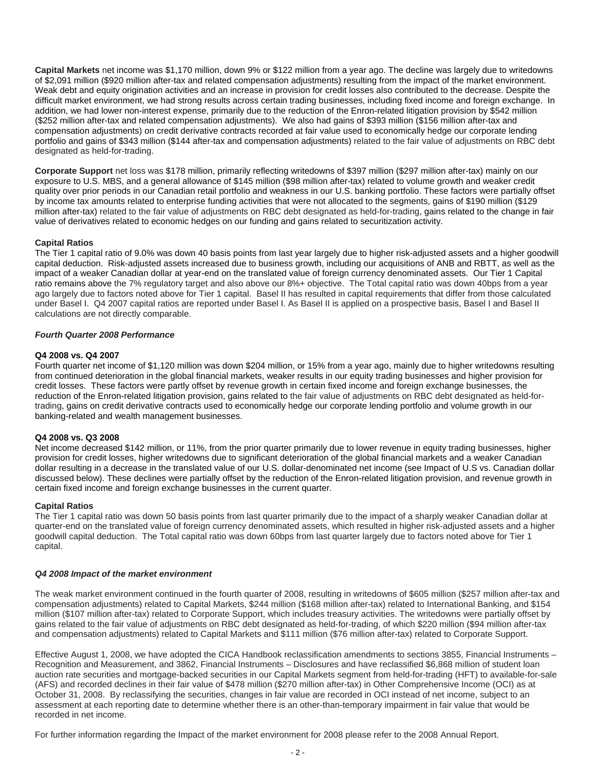**Capital Markets** net income was $1,170 million, down 9% or $122 million from a year ago. The decline was largely due to writedowns of $2,091 million ($920 million after-tax and related compensation adjustments) resulting from the impact of the market environment. Weak debt and equity origination activities and an increase in provision for credit losses also contributed to the decrease. Despite the difficult market environment, we had strong results across certain trading businesses, including fixed income and foreign exchange. In addition, we had lower non-interest expense, primarily due to the reduction of the Enron-related litigation provision by $542 million ($252 million after-tax and related compensation adjustments). We also had gains of $393 million ($156 million after-tax and compensation adjustments) on credit derivative contracts recorded at fair value used to economically hedge our corporate lending portfolio and gains of $343 million ($144 after-tax and compensation adjustments) related to the fair value of adjustments on RBC debt designated as held-for-trading.

**Corporate Support** net loss was $178 million, primarily reflecting writedowns of $397 million ($297 million after-tax) mainly on our exposure to U.S. MBS, and a general allowance of $145 million ($98 million after-tax) related to volume growth and weaker credit quality over prior periods in our Canadian retail portfolio and weakness in our U.S. banking portfolio. These factors were partially offset by income tax amounts related to enterprise funding activities that were not allocated to the segments, gains of $190 million ($129 million after-tax) related to the fair value of adjustments on RBC debt designated as held-for-trading, gains related to the change in fair value of derivatives related to economic hedges on our funding and gains related to securitization activity.

**Capital Ratios**
The Tier 1 capital ratio of 9.0% was down 40 basis points from last year largely due to higher risk-adjusted assets and a higher goodwill capital deduction. Risk-adjusted assets increased due to business growth, including our acquisitions of ANB and RBTT, as well as the impact of a weaker Canadian dollar at year-end on the translated value of foreign currency denominated assets. Our Tier 1 Capital ratio remains above the 7% regulatory target and also above our 8%+ objective. The Total capital ratio was down 40bps from a year ago largely due to factors noted above for Tier 1 capital. Basel II has resulted in capital requirements that differ from those calculated under Basel I. Q4 2007 capital ratios are reported under Basel I. As Basel II is applied on a prospective basis, Basel I and Basel II calculations are not directly comparable.

***Fourth Quarter 2008 Performance***

**Q4 2008 vs. Q4 2007**
Fourth quarter net income of $1,120 million was down $204 million, or 15% from a year ago, mainly due to higher writedowns resulting from continued deterioration in the global financial markets, weaker results in our equity trading businesses and higher provision for credit losses. These factors were partly offset by revenue growth in certain fixed income and foreign exchange businesses, the reduction of the Enron-related litigation provision, gains related to the fair value of adjustments on RBC debt designated as held-for-trading, gains on credit derivative contracts used to economically hedge our corporate lending portfolio and volume growth in our banking-related and wealth management businesses.

**Q4 2008 vs. Q3 2008**
Net income decreased $142 million, or 11%, from the prior quarter primarily due to lower revenue in equity trading businesses, higher provision for credit losses, higher writedowns due to significant deterioration of the global financial markets and a weaker Canadian dollar resulting in a decrease in the translated value of our U.S. dollar-denominated net income (see Impact of U.S vs. Canadian dollar discussed below). These declines were partially offset by the reduction of the Enron-related litigation provision, and revenue growth in certain fixed income and foreign exchange businesses in the current quarter.

**Capital Ratios**
The Tier 1 capital ratio was down 50 basis points from last quarter primarily due to the impact of a sharply weaker Canadian dollar at quarter-end on the translated value of foreign currency denominated assets, which resulted in higher risk-adjusted assets and a higher goodwill capital deduction. The Total capital ratio was down 60bps from last quarter largely due to factors noted above for Tier 1 capital.

***Q4 2008 Impact of the market environment***

The weak market environment continued in the fourth quarter of 2008, resulting in writedowns of $605 million ($257 million after-tax and compensation adjustments) related to Capital Markets, $244 million ($168 million after-tax) related to International Banking, and $154 million ($107 million after-tax) related to Corporate Support, which includes treasury activities. The writedowns were partially offset by gains related to the fair value of adjustments on RBC debt designated as held-for-trading, of which $220 million ($94 million after-tax and compensation adjustments) related to Capital Markets and $111 million ($76 million after-tax) related to Corporate Support.

Effective August 1, 2008, we have adopted the CICA Handbook reclassification amendments to sections 3855, Financial Instruments – Recognition and Measurement, and 3862, Financial Instruments – Disclosures and have reclassified $6,868 million of student loan auction rate securities and mortgage-backed securities in our Capital Markets segment from held-for-trading (HFT) to available-for-sale (AFS) and recorded declines in their fair value of $478 million ($270 million after-tax) in Other Comprehensive Income (OCI) as at October 31, 2008. By reclassifying the securities, changes in fair value are recorded in OCI instead of net income, subject to an assessment at each reporting date to determine whether there is an other-than-temporary impairment in fair value that would be recorded in net income.

For further information regarding the Impact of the market environment for 2008 please refer to the 2008 Annual Report.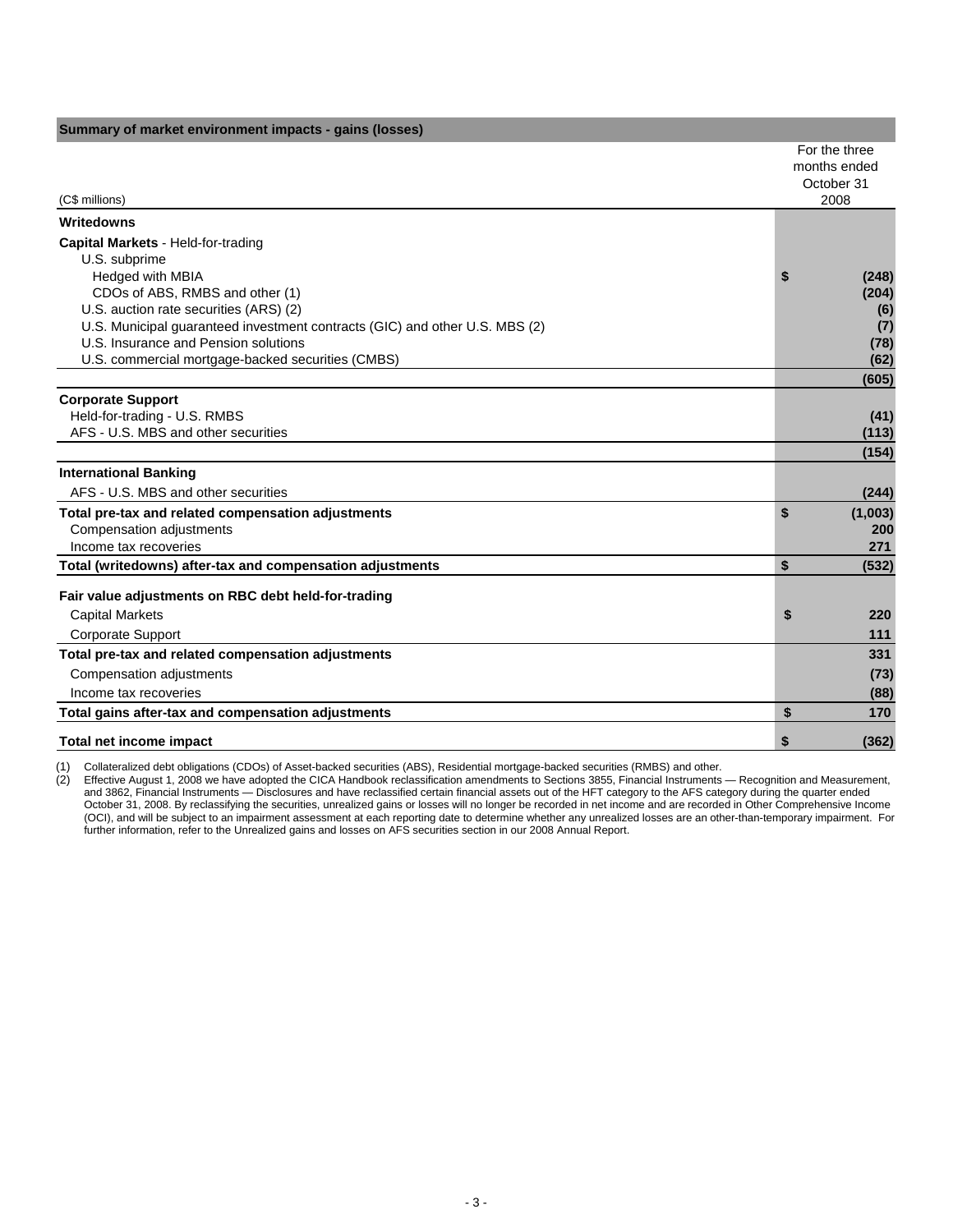## Summary of market environment impacts - gains (losses)

| (C$ millions) | For the three months ended October 31 2008 |
|---|---|
| **Writedowns** | |
| **Capital Markets** - Held-for-trading | |
| U.S. subprime | |
| Hedged with MBIA | **$ (248)** |
| CDOs of ABS, RMBS and other (1) | **(204)** |
| U.S. auction rate securities (ARS) (2) | **(6)** |
| U.S. Municipal guaranteed investment contracts (GIC) and other U.S. MBS (2) | **(7)** |
| U.S. Insurance and Pension solutions | **(78)** |
| U.S. commercial mortgage-backed securities (CMBS) | **(62)** |
| | **(605)** |
| **Corporate Support** | |
| Held-for-trading - U.S. RMBS | **(41)** |
| AFS - U.S. MBS and other securities | **(113)** |
| | **(154)** |
| **International Banking** | |
| AFS - U.S. MBS and other securities | **(244)** |
| **Total pre-tax and related compensation adjustments** | **$ (1,003)** |
| Compensation adjustments | **200** |
| Income tax recoveries | **271** |
| **Total (writedowns) after-tax and compensation adjustments** | **$ (532)** |
| **Fair value adjustments on RBC debt held-for-trading** | |
| Capital Markets | **$ 220** |
| Corporate Support | **111** |
| **Total pre-tax and related compensation adjustments** | **331** |
| Compensation adjustments | **(73)** |
| Income tax recoveries | **(88)** |
| **Total gains after-tax and compensation adjustments** | **$ 170** |
| **Total net income impact** | **$ (362)** |

(1) Collateralized debt obligations (CDOs) of Asset-backed securities (ABS), Residential mortgage-backed securities (RMBS) and other.

(2) Effective August 1, 2008 we have adopted the CICA Handbook reclassification amendments to Sections 3855, Financial Instruments — Recognition and Measurement, and 3862, Financial Instruments — Disclosures and have reclassified certain financial assets out of the HFT category to the AFS category during the quarter ended October 31, 2008. By reclassifying the securities, unrealized gains or losses will no longer be recorded in net income and are recorded in Other Comprehensive Income (OCI), and will be subject to an impairment assessment at each reporting date to determine whether any unrealized losses are an other-than-temporary impairment. For further information, refer to the Unrealized gains and losses on AFS securities section in our 2008 Annual Report.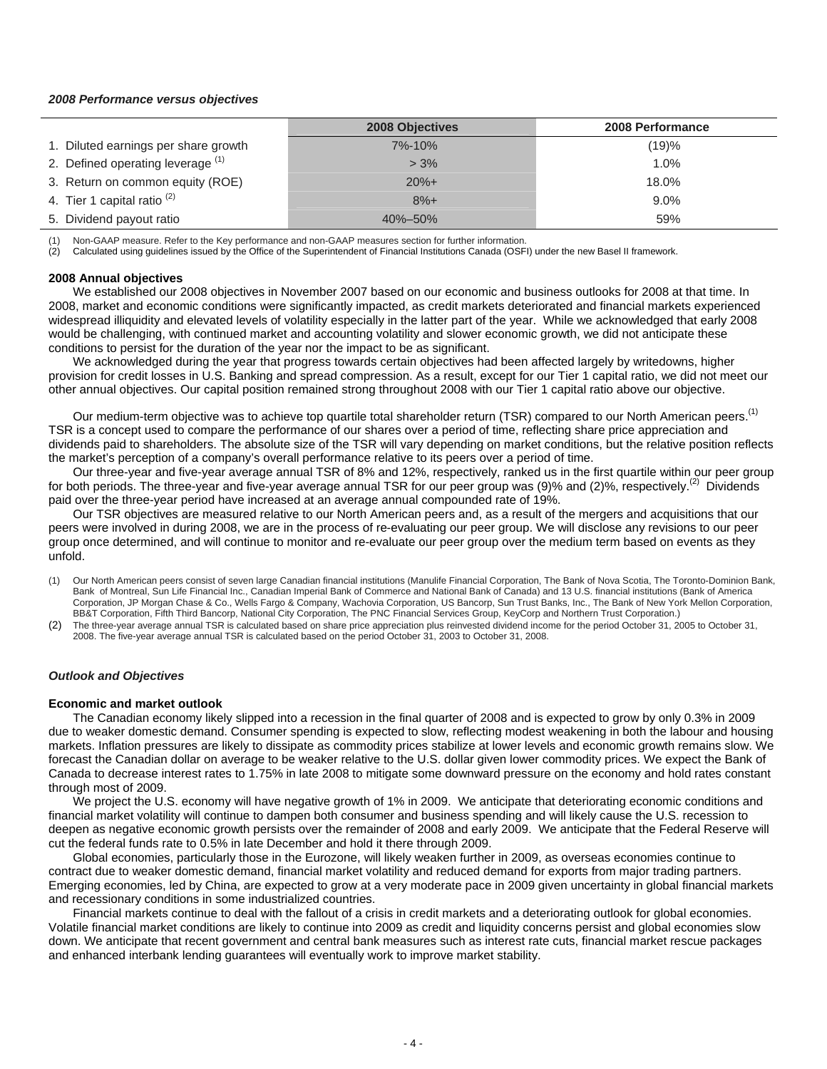***2008 Performance versus objectives***

| | 2008 Objectives | 2008 Performance |
|---|---|---|
| 1. Diluted earnings per share growth | 7%-10% | (19)% |
| 2. Defined operating leverage [(1)] | > 3% | 1.0% |
| 3. Return on common equity (ROE) | 20%+ | 18.0% |
| 4. Tier 1 capital ratio [(2)] | 8%+ | 9.0% |
| 5. Dividend payout ratio | 40%–50% | 59% |

(1) Non-GAAP measure. Refer to the Key performance and non-GAAP measures section for further information.
(2) Calculated using guidelines issued by the Office of the Superintendent of Financial Institutions Canada (OSFI) under the new Basel II framework.

**2008 Annual objectives**

We established our 2008 objectives in November 2007 based on our economic and business outlooks for 2008 at that time. In 2008, market and economic conditions were significantly impacted, as credit markets deteriorated and financial markets experienced widespread illiquidity and elevated levels of volatility especially in the latter part of the year. While we acknowledged that early 2008 would be challenging, with continued market and accounting volatility and slower economic growth, we did not anticipate these conditions to persist for the duration of the year nor the impact to be as significant.

We acknowledged during the year that progress towards certain objectives had been affected largely by writedowns, higher provision for credit losses in U.S. Banking and spread compression. As a result, except for our Tier 1 capital ratio, we did not meet our other annual objectives. Our capital position remained strong throughout 2008 with our Tier 1 capital ratio above our objective.

Our medium-term objective was to achieve top quartile total shareholder return (TSR) compared to our North American peers.[(1)] TSR is a concept used to compare the performance of our shares over a period of time, reflecting share price appreciation and dividends paid to shareholders. The absolute size of the TSR will vary depending on market conditions, but the relative position reflects the market's perception of a company's overall performance relative to its peers over a period of time.

Our three-year and five-year average annual TSR of 8% and 12%, respectively, ranked us in the first quartile within our peer group for both periods. The three-year and five-year average annual TSR for our peer group was (9)% and (2)%, respectively.[(2)] Dividends paid over the three-year period have increased at an average annual compounded rate of 19%.

Our TSR objectives are measured relative to our North American peers and, as a result of the mergers and acquisitions that our peers were involved in during 2008, we are in the process of re-evaluating our peer group. We will disclose any revisions to our peer group once determined, and will continue to monitor and re-evaluate our peer group over the medium term based on events as they unfold.

(1) Our North American peers consist of seven large Canadian financial institutions (Manulife Financial Corporation, The Bank of Nova Scotia, The Toronto-Dominion Bank, Bank of Montreal, Sun Life Financial Inc., Canadian Imperial Bank of Commerce and National Bank of Canada) and 13 U.S. financial institutions (Bank of America Corporation, JP Morgan Chase & Co., Wells Fargo & Company, Wachovia Corporation, US Bancorp, Sun Trust Banks, Inc., The Bank of New York Mellon Corporation, BB&T Corporation, Fifth Third Bancorp, National City Corporation, The PNC Financial Services Group, KeyCorp and Northern Trust Corporation.)
(2) The three-year average annual TSR is calculated based on share price appreciation plus reinvested dividend income for the period October 31, 2005 to October 31, 2008. The five-year average annual TSR is calculated based on the period October 31, 2003 to October 31, 2008.

***Outlook and Objectives***

**Economic and market outlook**

The Canadian economy likely slipped into a recession in the final quarter of 2008 and is expected to grow by only 0.3% in 2009 due to weaker domestic demand. Consumer spending is expected to slow, reflecting modest weakening in both the labour and housing markets. Inflation pressures are likely to dissipate as commodity prices stabilize at lower levels and economic growth remains slow. We forecast the Canadian dollar on average to be weaker relative to the U.S. dollar given lower commodity prices. We expect the Bank of Canada to decrease interest rates to 1.75% in late 2008 to mitigate some downward pressure on the economy and hold rates constant through most of 2009.

We project the U.S. economy will have negative growth of 1% in 2009. We anticipate that deteriorating economic conditions and financial market volatility will continue to dampen both consumer and business spending and will likely cause the U.S. recession to deepen as negative economic growth persists over the remainder of 2008 and early 2009. We anticipate that the Federal Reserve will cut the federal funds rate to 0.5% in late December and hold it there through 2009.

Global economies, particularly those in the Eurozone, will likely weaken further in 2009, as overseas economies continue to contract due to weaker domestic demand, financial market volatility and reduced demand for exports from major trading partners. Emerging economies, led by China, are expected to grow at a very moderate pace in 2009 given uncertainty in global financial markets and recessionary conditions in some industrialized countries.

Financial markets continue to deal with the fallout of a crisis in credit markets and a deteriorating outlook for global economies. Volatile financial market conditions are likely to continue into 2009 as credit and liquidity concerns persist and global economies slow down. We anticipate that recent government and central bank measures such as interest rate cuts, financial market rescue packages and enhanced interbank lending guarantees will eventually work to improve market stability.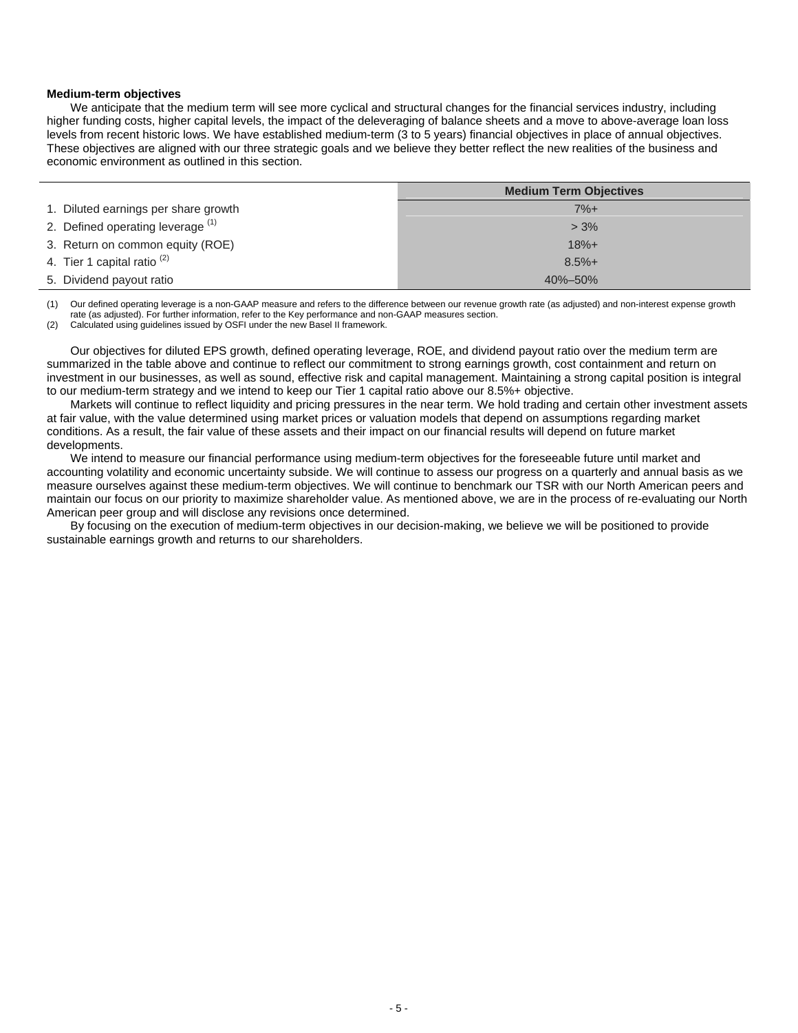**Medium-term objectives**

We anticipate that the medium term will see more cyclical and structural changes for the financial services industry, including higher funding costs, higher capital levels, the impact of the deleveraging of balance sheets and a move to above-average loan loss levels from recent historic lows. We have established medium-term (3 to 5 years) financial objectives in place of annual objectives. These objectives are aligned with our three strategic goals and we believe they better reflect the new realities of the business and economic environment as outlined in this section.

| | Medium Term Objectives |
|---|---|
| 1. Diluted earnings per share growth | 7%+ |
| 2. Defined operating leverage [(1)] | > 3% |
| 3. Return on common equity (ROE) | 18%+ |
| 4. Tier 1 capital ratio [(2)] | 8.5%+ |
| 5. Dividend payout ratio | 40%–50% |

(1) Our defined operating leverage is a non-GAAP measure and refers to the difference between our revenue growth rate (as adjusted) and non-interest expense growth rate (as adjusted). For further information, refer to the Key performance and non-GAAP measures section.
(2) Calculated using guidelines issued by OSFI under the new Basel II framework.

Our objectives for diluted EPS growth, defined operating leverage, ROE, and dividend payout ratio over the medium term are summarized in the table above and continue to reflect our commitment to strong earnings growth, cost containment and return on investment in our businesses, as well as sound, effective risk and capital management. Maintaining a strong capital position is integral to our medium-term strategy and we intend to keep our Tier 1 capital ratio above our 8.5%+ objective.

Markets will continue to reflect liquidity and pricing pressures in the near term. We hold trading and certain other investment assets at fair value, with the value determined using market prices or valuation models that depend on assumptions regarding market conditions. As a result, the fair value of these assets and their impact on our financial results will depend on future market developments.

We intend to measure our financial performance using medium-term objectives for the foreseeable future until market and accounting volatility and economic uncertainty subside. We will continue to assess our progress on a quarterly and annual basis as we measure ourselves against these medium-term objectives. We will continue to benchmark our TSR with our North American peers and maintain our focus on our priority to maximize shareholder value. As mentioned above, we are in the process of re-evaluating our North American peer group and will disclose any revisions once determined.

By focusing on the execution of medium-term objectives in our decision-making, we believe we will be positioned to provide sustainable earnings growth and returns to our shareholders.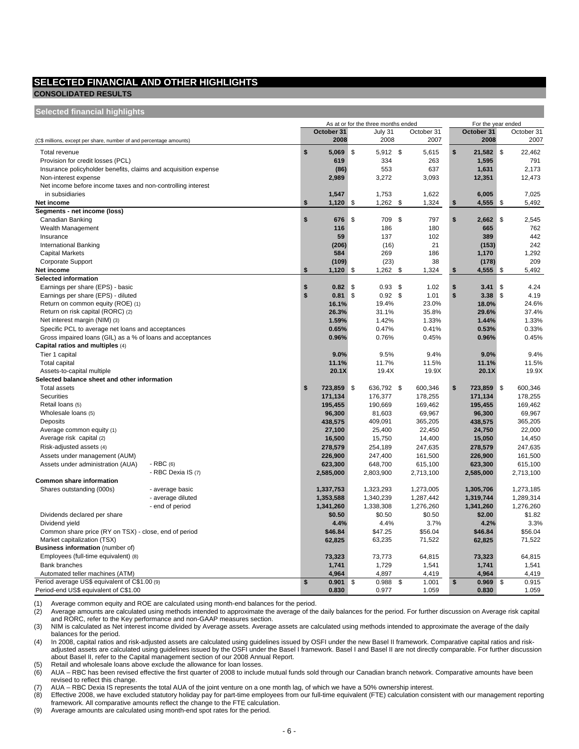# SELECTED FINANCIAL AND OTHER HIGHLIGHTS

## CONSOLIDATED RESULTS

### Selected financial highlights

| (C$ millions, except per share, number of and percentage amounts) | | As at or for the three months ended | | | For the year ended | |
|---|---|---|---|---|---|---|
| | | **October 31 2008** | July 31 2008 | October 31 2007 | **October 31 2008** | October 31 2007 |
| Total revenue | | **$ 5,069** | $ 5,912 | $ 5,615 | **$ 21,582** | $ 22,462 |
| Provision for credit losses (PCL) | | **619** | 334 | 263 | **1,595** | 791 |
| Insurance policyholder benefits, claims and acquisition expense | | **(86)** | 553 | 637 | **1,631** | 2,173 |
| Non-interest expense | | **2,989** | 3,272 | 3,093 | **12,351** | 12,473 |
| Net income before income taxes and non-controlling interest in subsidiaries | | **1,547** | 1,753 | 1,622 | **6,005** | 7,025 |
| **Net income** | | **$ 1,120** | $ 1,262 | $ 1,324 | **$ 4,555** | $ 5,492 |
| **Segments - net income (loss)** | | | | | | |
| Canadian Banking | | **$ 676** | $ 709 | $ 797 | **$ 2,662** | $ 2,545 |
| Wealth Management | | **116** | 186 | 180 | **665** | 762 |
| Insurance | | **59** | 137 | 102 | **389** | 442 |
| International Banking | | **(206)** | (16) | 21 | **(153)** | 242 |
| Capital Markets | | **584** | 269 | 186 | **1,170** | 1,292 |
| Corporate Support | | **(109)** | (23) | 38 | **(178)** | 209 |
| **Net income** | | **$ 1,120** | $ 1,262 | $ 1,324 | **$ 4,555** | $ 5,492 |
| **Selected information** | | | | | | |
| Earnings per share (EPS) - basic | | **$ 0.82** | $ 0.93 | $ 1.02 | **$ 3.41** | $ 4.24 |
| Earnings per share (EPS) - diluted | | **$ 0.81** | $ 0.92 | $ 1.01 | **$ 3.38** | $ 4.19 |
| Return on common equity (ROE) (1) | | **16.1%** | 19.4% | 23.0% | **18.0%** | 24.6% |
| Return on risk capital (RORC) (2) | | **26.3%** | 31.1% | 35.8% | **29.6%** | 37.4% |
| Net interest margin (NIM) (3) | | **1.59%** | 1.42% | 1.33% | **1.44%** | 1.33% |
| Specific PCL to average net loans and acceptances | | **0.65%** | 0.47% | 0.41% | **0.53%** | 0.33% |
| Gross impaired loans (GIL) as a % of loans and acceptances | | **0.96%** | 0.76% | 0.45% | **0.96%** | 0.45% |
| **Capital ratios and multiples** (4) | | | | | | |
| Tier 1 capital | | **9.0%** | 9.5% | 9.4% | **9.0%** | 9.4% |
| Total capital | | **11.1%** | 11.7% | 11.5% | **11.1%** | 11.5% |
| Assets-to-capital multiple | | **20.1X** | 19.4X | 19.9X | **20.1X** | 19.9X |
| **Selected balance sheet and other information** | | | | | | |
| Total assets | | **$ 723,859** | $ 636,792 | $ 600,346 | **$ 723,859** | $ 600,346 |
| Securities | | **171,134** | 176,377 | 178,255 | **171,134** | 178,255 |
| Retail loans (5) | | **195,455** | 190,669 | 169,462 | **195,455** | 169,462 |
| Wholesale loans (5) | | **96,300** | 81,603 | 69,967 | **96,300** | 69,967 |
| Deposits | | **438,575** | 409,091 | 365,205 | **438,575** | 365,205 |
| Average common equity (1) | | **27,100** | 25,400 | 22,450 | **24,750** | 22,000 |
| Average risk capital (2) | | **16,500** | 15,750 | 14,400 | **15,050** | 14,450 |
| Risk-adjusted assets (4) | | **278,579** | 254,189 | 247,635 | **278,579** | 247,635 |
| Assets under management (AUM) | | **226,900** | 247,400 | 161,500 | **226,900** | 161,500 |
| Assets under administration (AUA) | - RBC (6) | **623,300** | 648,700 | 615,100 | **623,300** | 615,100 |
| | - RBC Dexia IS (7) | **2,585,000** | 2,803,900 | 2,713,100 | **2,585,000** | 2,713,100 |
| **Common share information** | | | | | | |
| Shares outstanding (000s) | - average basic | **1,337,753** | 1,323,293 | 1,273,005 | **1,305,706** | 1,273,185 |
| | - average diluted | **1,353,588** | 1,340,239 | 1,287,442 | **1,319,744** | 1,289,314 |
| | - end of period | **1,341,260** | 1,338,308 | 1,276,260 | **1,341,260** | 1,276,260 |
| Dividends declared per share | | **$0.50** | $0.50 | $0.50 | **$2.00** | $1.82 |
| Dividend yield | | **4.4%** | 4.4% | 3.7% | **4.2%** | 3.3% |
| Common share price (RY on TSX) - close, end of period | | **$46.84** | $47.25 | $56.04 | **$46.84** | $56.04 |
| Market capitalization (TSX) | | **62,825** | 63,235 | 71,522 | **62,825** | 71,522 |
| **Business information** (number of) | | | | | | |
| Employees (full-time equivalent) (8) | | **73,323** | 73,773 | 64,815 | **73,323** | 64,815 |
| Bank branches | | **1,741** | 1,729 | 1,541 | **1,741** | 1,541 |
| Automated teller machines (ATM) | | **4,964** | 4,897 | 4,419 | **4,964** | 4,419 |
| Period average US$ equivalent of C$1.00 (9) | | **$ 0.901** | $ 0.988 | $ 1.001 | **$ 0.969** | $ 0.915 |
| Period-end US$ equivalent of C$1.00 | | **0.830** | 0.977 | 1.059 | **0.830** | 1.059 |

(1) Average common equity and ROE are calculated using month-end balances for the period.

(2) Average amounts are calculated using methods intended to approximate the average of the daily balances for the period. For further discussion on Average risk capital and RORC, refer to the Key performance and non-GAAP measures section.

(3) NIM is calculated as Net interest income divided by Average assets. Average assets are calculated using methods intended to approximate the average of the daily balances for the period.

(4) In 2008, capital ratios and risk-adjusted assets are calculated using guidelines issued by OSFI under the new Basel II framework. Comparative capital ratios and risk-adjusted assets are calculated using guidelines issued by the OSFI under the Basel I framework. Basel I and Basel II are not directly comparable. For further discussion about Basel II, refer to the Capital management section of our 2008 Annual Report.

(5) Retail and wholesale loans above exclude the allowance for loan losses.

(6) AUA – RBC has been revised effective the first quarter of 2008 to include mutual funds sold through our Canadian branch network. Comparative amounts have been revised to reflect this change.

(7) AUA – RBC Dexia IS represents the total AUA of the joint venture on a one month lag, of which we have a 50% ownership interest.

(8) Effective 2008, we have excluded statutory holiday pay for part-time employees from our full-time equivalent (FTE) calculation consistent with our management reporting framework. All comparative amounts reflect the change to the FTE calculation.

(9) Average amounts are calculated using month-end spot rates for the period.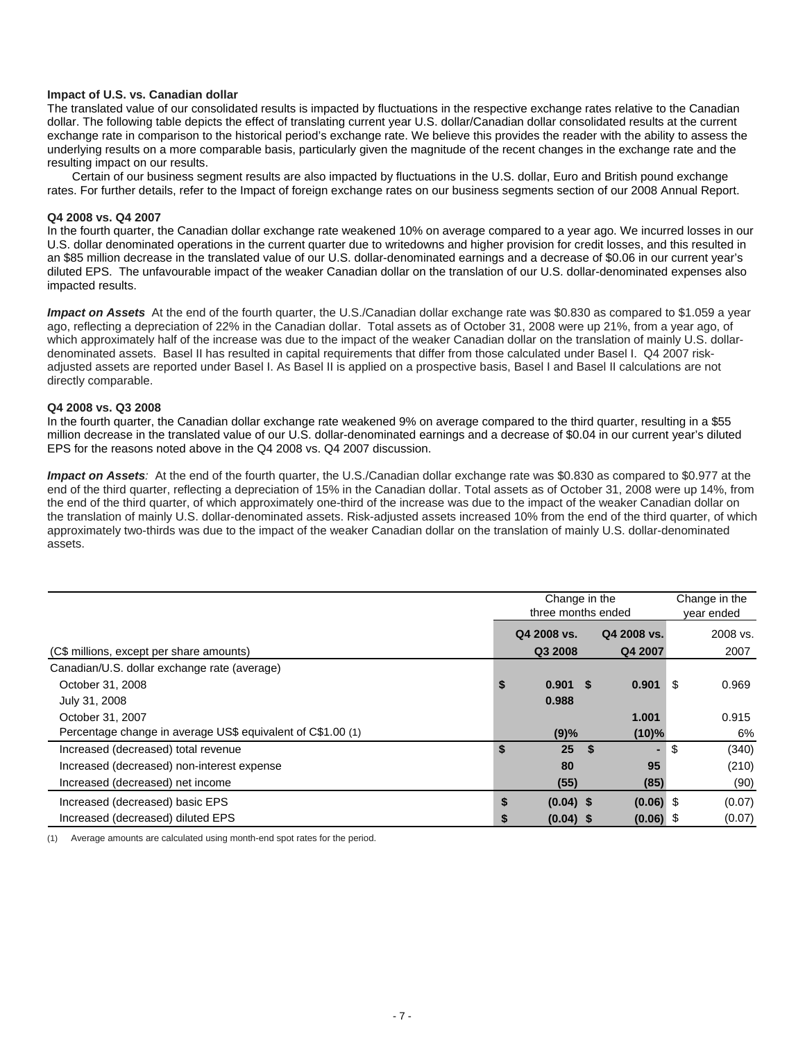### Impact of U.S. vs. Canadian dollar

The translated value of our consolidated results is impacted by fluctuations in the respective exchange rates relative to the Canadian dollar. The following table depicts the effect of translating current year U.S. dollar/Canadian dollar consolidated results at the current exchange rate in comparison to the historical period's exchange rate. We believe this provides the reader with the ability to assess the underlying results on a more comparable basis, particularly given the magnitude of the recent changes in the exchange rate and the resulting impact on our results.

Certain of our business segment results are also impacted by fluctuations in the U.S. dollar, Euro and British pound exchange rates. For further details, refer to the Impact of foreign exchange rates on our business segments section of our 2008 Annual Report.

#### Q4 2008 vs. Q4 2007

In the fourth quarter, the Canadian dollar exchange rate weakened 10% on average compared to a year ago. We incurred losses in our U.S. dollar denominated operations in the current quarter due to writedowns and higher provision for credit losses, and this resulted in an $85 million decrease in the translated value of our U.S. dollar-denominated earnings and a decrease of $0.06 in our current year's diluted EPS. The unfavourable impact of the weaker Canadian dollar on the translation of our U.S. dollar-denominated expenses also impacted results.

***Impact on Assets*** At the end of the fourth quarter, the U.S./Canadian dollar exchange rate was $0.830 as compared to $1.059 a year ago, reflecting a depreciation of 22% in the Canadian dollar. Total assets as of October 31, 2008 were up 21%, from a year ago, of which approximately half of the increase was due to the impact of the weaker Canadian dollar on the translation of mainly U.S. dollar-denominated assets. Basel II has resulted in capital requirements that differ from those calculated under Basel I. Q4 2007 risk-adjusted assets are reported under Basel I. As Basel II is applied on a prospective basis, Basel I and Basel II calculations are not directly comparable.

#### Q4 2008 vs. Q3 2008

In the fourth quarter, the Canadian dollar exchange rate weakened 9% on average compared to the third quarter, resulting in a $55 million decrease in the translated value of our U.S. dollar-denominated earnings and a decrease of $0.04 in our current year's diluted EPS for the reasons noted above in the Q4 2008 vs. Q4 2007 discussion.

***Impact on Assets****:* At the end of the fourth quarter, the U.S./Canadian dollar exchange rate was $0.830 as compared to $0.977 at the end of the third quarter, reflecting a depreciation of 15% in the Canadian dollar. Total assets as of October 31, 2008 were up 14%, from the end of the third quarter, of which approximately one-third of the increase was due to the impact of the weaker Canadian dollar on the translation of mainly U.S. dollar-denominated assets. Risk-adjusted assets increased 10% from the end of the third quarter, of which approximately two-thirds was due to the impact of the weaker Canadian dollar on the translation of mainly U.S. dollar-denominated assets.

| | Change in the three months ended | | Change in the year ended |
|---|---|---|---|
| (C$ millions, except per share amounts) | **Q4 2008 vs. Q3 2008** | **Q4 2008 vs. Q4 2007** | 2008 vs. 2007 |
| Canadian/U.S. dollar exchange rate (average) | | | |
| October 31, 2008 | **$ 0.901** | **$ 0.901** | $ 0.969 |
| July 31, 2008 | **0.988** | | |
| October 31, 2007 | | **1.001** | 0.915 |
| Percentage change in average US$ equivalent of C$1.00 (1) | **(9)%** | **(10)%** | 6% |
| Increased (decreased) total revenue | **$ 25** | **$ -** | $ (340) |
| Increased (decreased) non-interest expense | **80** | **95** | (210) |
| Increased (decreased) net income | **(55)** | **(85)** | (90) |
| Increased (decreased) basic EPS | **$ (0.04)** | **$ (0.06)** | $ (0.07) |
| Increased (decreased) diluted EPS | **$ (0.04)** | **$ (0.06)** | $ (0.07) |

(1) Average amounts are calculated using month-end spot rates for the period.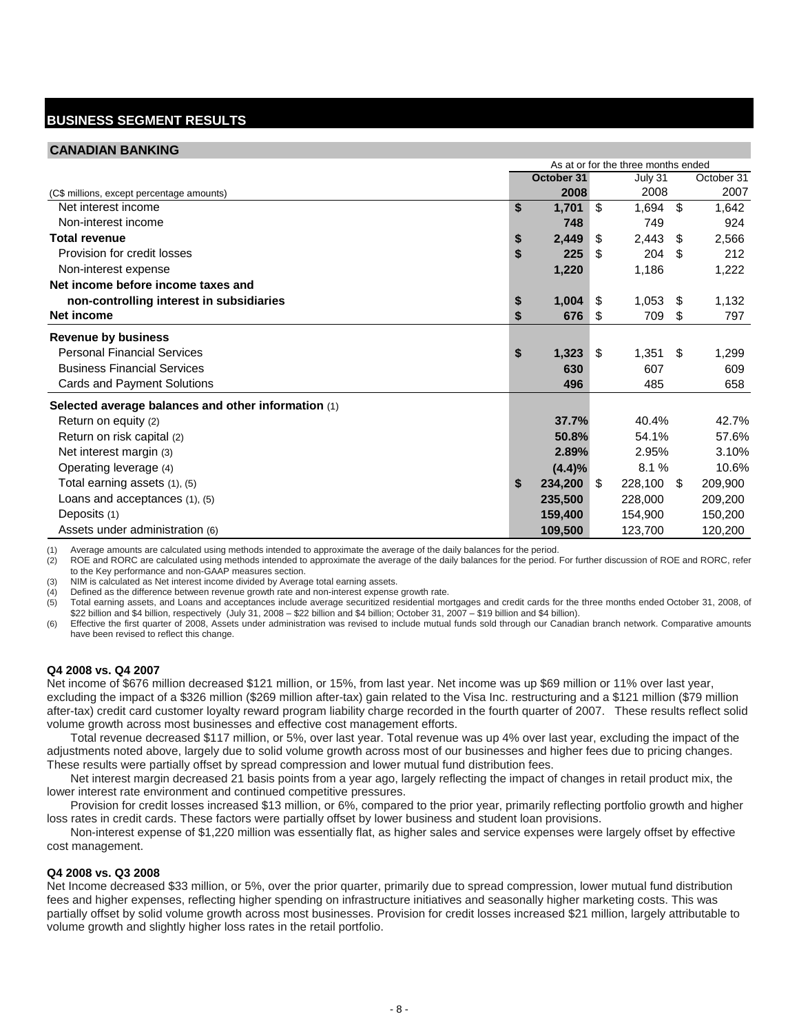# BUSINESS SEGMENT RESULTS

## CANADIAN BANKING

| (C$ millions, except percentage amounts) | As at or for the three months ended October 31 2008 | July 31 2008 | October 31 2007 |
|---|---|---|---|
| Net interest income | **$ 1,701** | $ 1,694 | $ 1,642 |
| Non-interest income | **748** | 749 | 924 |
| **Total revenue** | **$ 2,449** | $ 2,443 | $ 2,566 |
| Provision for credit losses | **$ 225** | $ 204 | $ 212 |
| Non-interest expense | **1,220** | 1,186 | 1,222 |
| **Net income before income taxes and non-controlling interest in subsidiaries** | **$ 1,004** | $ 1,053 | $ 1,132 |
| **Net income** | **$ 676** | $ 709 | $ 797 |
| **Revenue by business** | | | |
| Personal Financial Services | **$ 1,323** | $ 1,351 | $ 1,299 |
| Business Financial Services | **630** | 607 | 609 |
| Cards and Payment Solutions | **496** | 485 | 658 |
| **Selected average balances and other information** (1) | | | |
| Return on equity (2) | **37.7%** | 40.4% | 42.7% |
| Return on risk capital (2) | **50.8%** | 54.1% | 57.6% |
| Net interest margin (3) | **2.89%** | 2.95% | 3.10% |
| Operating leverage (4) | **(4.4)%** | 8.1 % | 10.6% |
| Total earning assets (1), (5) | **$ 234,200** | $ 228,100 | $ 209,900 |
| Loans and acceptances (1), (5) | **235,500** | 228,000 | 209,200 |
| Deposits (1) | **159,400** | 154,900 | 150,200 |
| Assets under administration (6) | **109,500** | 123,700 | 120,200 |

(1) Average amounts are calculated using methods intended to approximate the average of the daily balances for the period.
(2) ROE and RORC are calculated using methods intended to approximate the average of the daily balances for the period. For further discussion of ROE and RORC, refer to the Key performance and non-GAAP measures section.
(3) NIM is calculated as Net interest income divided by Average total earning assets.
(4) Defined as the difference between revenue growth rate and non-interest expense growth rate.
(5) Total earning assets, and Loans and acceptances include average securitized residential mortgages and credit cards for the three months ended October 31, 2008, of $22 billion and $4 billion, respectively (July 31, 2008 – $22 billion and $4 billion; October 31, 2007 – $19 billion and $4 billion).
(6) Effective the first quarter of 2008, Assets under administration was revised to include mutual funds sold through our Canadian branch network. Comparative amounts have been revised to reflect this change.

**Q4 2008 vs. Q4 2007**

Net income of $676 million decreased $121 million, or 15%, from last year. Net income was up $69 million or 11% over last year, excluding the impact of a $326 million ($269 million after-tax) gain related to the Visa Inc. restructuring and a $121 million ($79 million after-tax) credit card customer loyalty reward program liability charge recorded in the fourth quarter of 2007. These results reflect solid volume growth across most businesses and effective cost management efforts.

Total revenue decreased $117 million, or 5%, over last year. Total revenue was up 4% over last year, excluding the impact of the adjustments noted above, largely due to solid volume growth across most of our businesses and higher fees due to pricing changes. These results were partially offset by spread compression and lower mutual fund distribution fees.

Net interest margin decreased 21 basis points from a year ago, largely reflecting the impact of changes in retail product mix, the lower interest rate environment and continued competitive pressures.

Provision for credit losses increased $13 million, or 6%, compared to the prior year, primarily reflecting portfolio growth and higher loss rates in credit cards. These factors were partially offset by lower business and student loan provisions.

Non-interest expense of $1,220 million was essentially flat, as higher sales and service expenses were largely offset by effective cost management.

**Q4 2008 vs. Q3 2008**

Net Income decreased $33 million, or 5%, over the prior quarter, primarily due to spread compression, lower mutual fund distribution fees and higher expenses, reflecting higher spending on infrastructure initiatives and seasonally higher marketing costs. This was partially offset by solid volume growth across most businesses. Provision for credit losses increased $21 million, largely attributable to volume growth and slightly higher loss rates in the retail portfolio.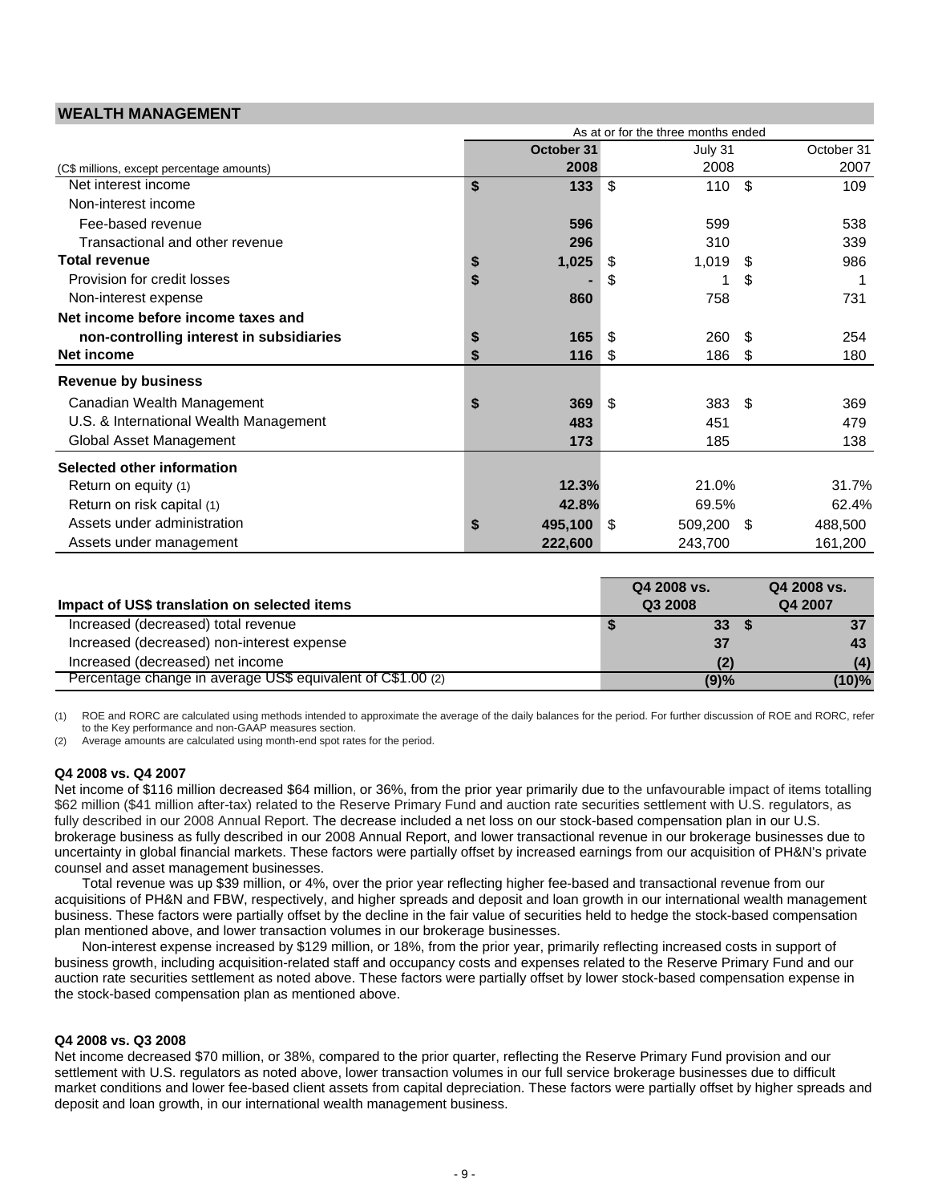## WEALTH MANAGEMENT

| | As at or for the three months ended | | |
|---|---|---|---|
| (C$ millions, except percentage amounts) | **October 31 2008** | July 31 2008 | October 31 2007 |
| Net interest income | **$ 133** | $ 110 | $ 109 |
| Non-interest income | | | |
| Fee-based revenue | **596** | 599 | 538 |
| Transactional and other revenue | **296** | 310 | 339 |
| **Total revenue** | **$ 1,025** | $ 1,019 | $ 986 |
| Provision for credit losses | **$ -** | $ 1 | $ 1 |
| Non-interest expense | **860** | 758 | 731 |
| **Net income before income taxes and non-controlling interest in subsidiaries** | **$ 165** | $ 260 | $ 254 |
| **Net income** | **$ 116** | $ 186 | $ 180 |
| **Revenue by business** | | | |
| Canadian Wealth Management | **$ 369** | $ 383 | $ 369 |
| U.S. & International Wealth Management | **483** | 451 | 479 |
| Global Asset Management | **173** | 185 | 138 |
| **Selected other information** | | | |
| Return on equity (1) | **12.3%** | 21.0% | 31.7% |
| Return on risk capital (1) | **42.8%** | 69.5% | 62.4% |
| Assets under administration | **$ 495,100** | $ 509,200 | $ 488,500 |
| Assets under management | **222,600** | 243,700 | 161,200 |

| Impact of US$ translation on selected items | Q4 2008 vs. Q3 2008 | Q4 2008 vs. Q4 2007 |
|---|---|---|
| Increased (decreased) total revenue | **$ 33** | **$ 37** |
| Increased (decreased) non-interest expense | **37** | **43** |
| Increased (decreased) net income | **(2)** | **(4)** |
| Percentage change in average US$ equivalent of C$1.00 (2) | **(9)%** | **(10)%** |

(1) ROE and RORC are calculated using methods intended to approximate the average of the daily balances for the period. For further discussion of ROE and RORC, refer to the Key performance and non-GAAP measures section.
(2) Average amounts are calculated using month-end spot rates for the period.

### Q4 2008 vs. Q4 2007

Net income of $116 million decreased $64 million, or 36%, from the prior year primarily due to the unfavourable impact of items totalling $62 million ($41 million after-tax) related to the Reserve Primary Fund and auction rate securities settlement with U.S. regulators, as fully described in our 2008 Annual Report. The decrease included a net loss on our stock-based compensation plan in our U.S. brokerage business as fully described in our 2008 Annual Report, and lower transactional revenue in our brokerage businesses due to uncertainty in global financial markets. These factors were partially offset by increased earnings from our acquisition of PH&N's private counsel and asset management businesses.

Total revenue was up $39 million, or 4%, over the prior year reflecting higher fee-based and transactional revenue from our acquisitions of PH&N and FBW, respectively, and higher spreads and deposit and loan growth in our international wealth management business. These factors were partially offset by the decline in the fair value of securities held to hedge the stock-based compensation plan mentioned above, and lower transaction volumes in our brokerage businesses.

Non-interest expense increased by $129 million, or 18%, from the prior year, primarily reflecting increased costs in support of business growth, including acquisition-related staff and occupancy costs and expenses related to the Reserve Primary Fund and our auction rate securities settlement as noted above. These factors were partially offset by lower stock-based compensation expense in the stock-based compensation plan as mentioned above.

### Q4 2008 vs. Q3 2008

Net income decreased $70 million, or 38%, compared to the prior quarter, reflecting the Reserve Primary Fund provision and our settlement with U.S. regulators as noted above, lower transaction volumes in our full service brokerage businesses due to difficult market conditions and lower fee-based client assets from capital depreciation. These factors were partially offset by higher spreads and deposit and loan growth, in our international wealth management business.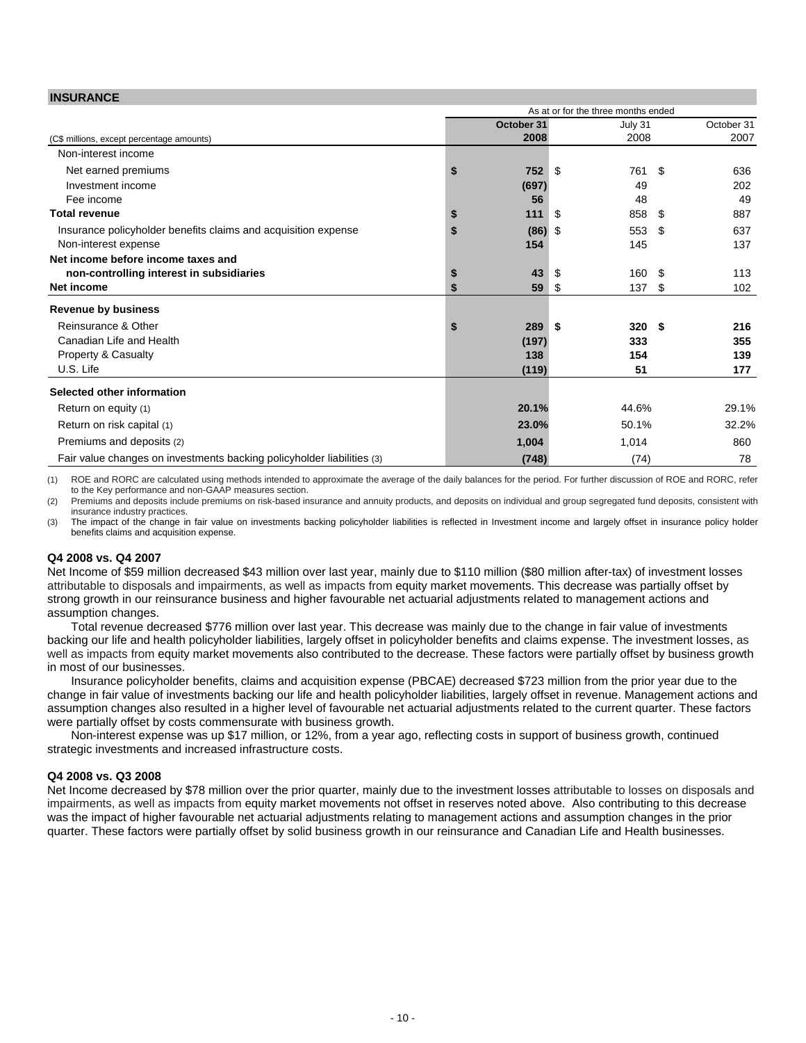## INSURANCE

| (C$ millions, except percentage amounts) | As at or for the three months ended October 31 2008 | July 31 2008 | October 31 2007 |
|---|---|---|---|
| Non-interest income | | | |
| Net earned premiums | $ 752 | $ 761 | $ 636 |
| Investment income | (697) | 49 | 202 |
| Fee income | 56 | 48 | 49 |
| **Total revenue** | $ 111 | $ 858 | $ 887 |
| Insurance policyholder benefits claims and acquisition expense | $ (86) | $ 553 | $ 637 |
| Non-interest expense | 154 | 145 | 137 |
| **Net income before income taxes and non-controlling interest in subsidiaries** | $ 43 | $ 160 | $ 113 |
| **Net income** | $ 59 | $ 137 | $ 102 |
| **Revenue by business** | | | |
| Reinsurance & Other | $ 289 | $ 320 | $ 216 |
| Canadian Life and Health | (197) | 333 | 355 |
| Property & Casualty | 138 | 154 | 139 |
| U.S. Life | (119) | 51 | 177 |
| **Selected other information** | | | |
| Return on equity (1) | 20.1% | 44.6% | 29.1% |
| Return on risk capital (1) | 23.0% | 50.1% | 32.2% |
| Premiums and deposits (2) | 1,004 | 1,014 | 860 |
| Fair value changes on investments backing policyholder liabilities (3) | (748) | (74) | 78 |

(1) ROE and RORC are calculated using methods intended to approximate the average of the daily balances for the period. For further discussion of ROE and RORC, refer to the Key performance and non-GAAP measures section.

(2) Premiums and deposits include premiums on risk-based insurance and annuity products, and deposits on individual and group segregated fund deposits, consistent with insurance industry practices.

(3) The impact of the change in fair value on investments backing policyholder liabilities is reflected in Investment income and largely offset in insurance policy holder benefits claims and acquisition expense.

### Q4 2008 vs. Q4 2007

Net Income of $59 million decreased $43 million over last year, mainly due to $110 million ($80 million after-tax) of investment losses attributable to disposals and impairments, as well as impacts from equity market movements. This decrease was partially offset by strong growth in our reinsurance business and higher favourable net actuarial adjustments related to management actions and assumption changes.

Total revenue decreased $776 million over last year. This decrease was mainly due to the change in fair value of investments backing our life and health policyholder liabilities, largely offset in policyholder benefits and claims expense. The investment losses, as well as impacts from equity market movements also contributed to the decrease. These factors were partially offset by business growth in most of our businesses.

Insurance policyholder benefits, claims and acquisition expense (PBCAE) decreased $723 million from the prior year due to the change in fair value of investments backing our life and health policyholder liabilities, largely offset in revenue. Management actions and assumption changes also resulted in a higher level of favourable net actuarial adjustments related to the current quarter. These factors were partially offset by costs commensurate with business growth.

Non-interest expense was up $17 million, or 12%, from a year ago, reflecting costs in support of business growth, continued strategic investments and increased infrastructure costs.

### Q4 2008 vs. Q3 2008

Net Income decreased by $78 million over the prior quarter, mainly due to the investment losses attributable to losses on disposals and impairments, as well as impacts from equity market movements not offset in reserves noted above. Also contributing to this decrease was the impact of higher favourable net actuarial adjustments relating to management actions and assumption changes in the prior quarter. These factors were partially offset by solid business growth in our reinsurance and Canadian Life and Health businesses.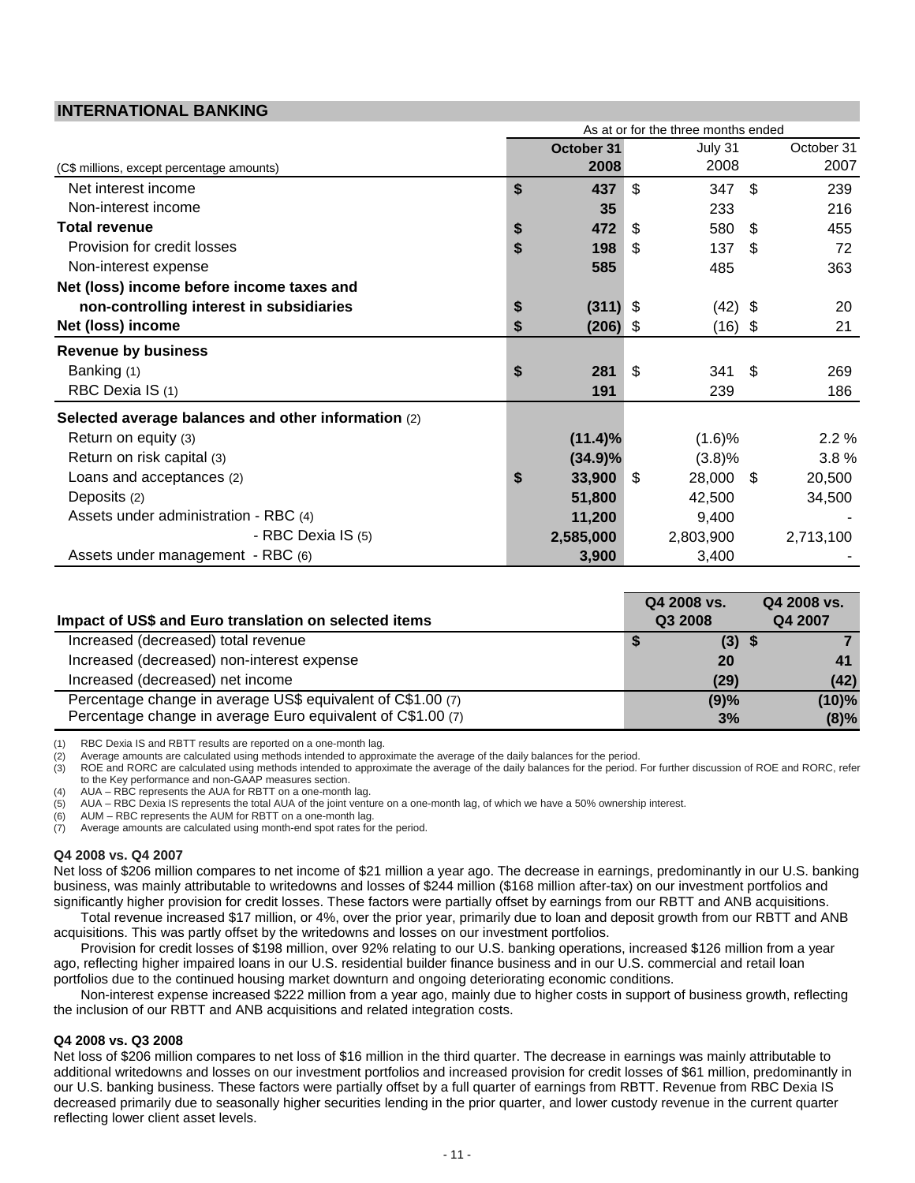## INTERNATIONAL BANKING

| (C$ millions, except percentage amounts) | As at or for the three months ended October 31 2008 | July 31 2008 | October 31 2007 |
|---|---|---|---|
| Net interest income | $ 437 | $ 347 | $ 239 |
| Non-interest income | 35 | 233 | 216 |
| **Total revenue** | $ 472 | $ 580 | $ 455 |
| Provision for credit losses | $ 198 | $ 137 | $ 72 |
| Non-interest expense | 585 | 485 | 363 |
| **Net (loss) income before income taxes and non-controlling interest in subsidiaries** | $ (311) | $ (42) | $ 20 |
| **Net (loss) income** | $ (206) | $ (16) | $ 21 |
| **Revenue by business** | | | |
| Banking (1) | $ 281 | $ 341 | $ 269 |
| RBC Dexia IS (1) | 191 | 239 | 186 |
| **Selected average balances and other information** (2) | | | |
| Return on equity (3) | (11.4)% | (1.6)% | 2.2 % |
| Return on risk capital (3) | (34.9)% | (3.8)% | 3.8 % |
| Loans and acceptances (2) | $ 33,900 | $ 28,000 | $ 20,500 |
| Deposits (2) | 51,800 | 42,500 | 34,500 |
| Assets under administration - RBC (4) | 11,200 | 9,400 | - |
| - RBC Dexia IS (5) | 2,585,000 | 2,803,900 | 2,713,100 |
| Assets under management - RBC (6) | 3,900 | 3,400 | - |

| Impact of US$ and Euro translation on selected items | Q4 2008 vs. Q3 2008 | Q4 2008 vs. Q4 2007 |
|---|---|---|
| Increased (decreased) total revenue | $ (3) | $ 7 |
| Increased (decreased) non-interest expense | 20 | 41 |
| Increased (decreased) net income | (29) | (42) |
| Percentage change in average US$ equivalent of C$1.00 (7) | (9)% | (10)% |
| Percentage change in average Euro equivalent of C$1.00 (7) | 3% | (8)% |

(1) RBC Dexia IS and RBTT results are reported on a one-month lag.
(2) Average amounts are calculated using methods intended to approximate the average of the daily balances for the period.
(3) ROE and RORC are calculated using methods intended to approximate the average of the daily balances for the period. For further discussion of ROE and RORC, refer to the Key performance and non-GAAP measures section.
(4) AUA – RBC represents the AUA for RBTT on a one-month lag.
(5) AUA – RBC Dexia IS represents the total AUA of the joint venture on a one-month lag, of which we have a 50% ownership interest.
(6) AUM – RBC represents the AUM for RBTT on a one-month lag.
(7) Average amounts are calculated using month-end spot rates for the period.

### Q4 2008 vs. Q4 2007

Net loss of $206 million compares to net income of $21 million a year ago. The decrease in earnings, predominantly in our U.S. banking business, was mainly attributable to writedowns and losses of $244 million ($168 million after-tax) on our investment portfolios and significantly higher provision for credit losses. These factors were partially offset by earnings from our RBTT and ANB acquisitions.

Total revenue increased $17 million, or 4%, over the prior year, primarily due to loan and deposit growth from our RBTT and ANB acquisitions. This was partly offset by the writedowns and losses on our investment portfolios.

Provision for credit losses of $198 million, over 92% relating to our U.S. banking operations, increased $126 million from a year ago, reflecting higher impaired loans in our U.S. residential builder finance business and in our U.S. commercial and retail loan portfolios due to the continued housing market downturn and ongoing deteriorating economic conditions.

Non-interest expense increased $222 million from a year ago, mainly due to higher costs in support of business growth, reflecting the inclusion of our RBTT and ANB acquisitions and related integration costs.

### Q4 2008 vs. Q3 2008

Net loss of $206 million compares to net loss of $16 million in the third quarter. The decrease in earnings was mainly attributable to additional writedowns and losses on our investment portfolios and increased provision for credit losses of $61 million, predominantly in our U.S. banking business. These factors were partially offset by a full quarter of earnings from RBTT. Revenue from RBC Dexia IS decreased primarily due to seasonally higher securities lending in the prior quarter, and lower custody revenue in the current quarter reflecting lower client asset levels.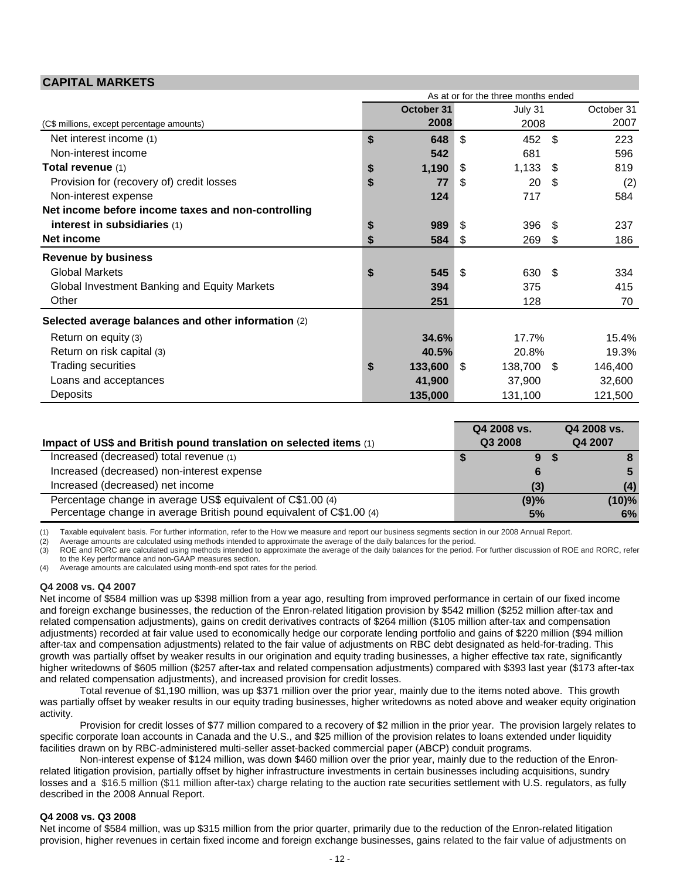## CAPITAL MARKETS

| (C$ millions, except percentage amounts) | As at or for the three months ended October 31 2008 | July 31 2008 | October 31 2007 |
|---|---|---|---|
| Net interest income (1) | $ 648 | $ 452 | $ 223 |
| Non-interest income | 542 | 681 | 596 |
| **Total revenue** (1) | $ 1,190 | $ 1,133 | $ 819 |
| Provision for (recovery of) credit losses | $ 77 | $ 20 | $ (2) |
| Non-interest expense | 124 | 717 | 584 |
| **Net income before income taxes and non-controlling interest in subsidiaries** (1) | $ 989 | $ 396 | $ 237 |
| **Net income** | $ 584 | $ 269 | $ 186 |
| **Revenue by business** | | | |
| Global Markets | $ 545 | $ 630 | $ 334 |
| Global Investment Banking and Equity Markets | 394 | 375 | 415 |
| Other | 251 | 128 | 70 |
| **Selected average balances and other information** (2) | | | |
| Return on equity (3) | 34.6% | 17.7% | 15.4% |
| Return on risk capital (3) | 40.5% | 20.8% | 19.3% |
| Trading securities | $ 133,600 | $ 138,700 | $ 146,400 |
| Loans and acceptances | 41,900 | 37,900 | 32,600 |
| Deposits | 135,000 | 131,100 | 121,500 |

| Impact of US$ and British pound translation on selected items (1) | Q4 2008 vs. Q3 2008 | Q4 2008 vs. Q4 2007 |
|---|---|---|
| Increased (decreased) total revenue (1) | $ 9 | $ 8 |
| Increased (decreased) non-interest expense | 6 | 5 |
| Increased (decreased) net income | (3) | (4) |
| Percentage change in average US$ equivalent of C$1.00 (4) | (9)% | (10)% |
| Percentage change in average British pound equivalent of C$1.00 (4) | 5% | 6% |

(1) Taxable equivalent basis. For further information, refer to the How we measure and report our business segments section in our 2008 Annual Report.
(2) Average amounts are calculated using methods intended to approximate the average of the daily balances for the period.
(3) ROE and RORC are calculated using methods intended to approximate the average of the daily balances for the period. For further discussion of ROE and RORC, refer to the Key performance and non-GAAP measures section.
(4) Average amounts are calculated using month-end spot rates for the period.

**Q4 2008 vs. Q4 2007**

Net income of $584 million was up $398 million from a year ago, resulting from improved performance in certain of our fixed income and foreign exchange businesses, the reduction of the Enron-related litigation provision by $542 million ($252 million after-tax and related compensation adjustments), gains on credit derivatives contracts of $264 million ($105 million after-tax and compensation adjustments) recorded at fair value used to economically hedge our corporate lending portfolio and gains of $220 million ($94 million after-tax and compensation adjustments) related to the fair value of adjustments on RBC debt designated as held-for-trading. This growth was partially offset by weaker results in our origination and equity trading businesses, a higher effective tax rate, significantly higher writedowns of $605 million ($257 after-tax and related compensation adjustments) compared with $393 last year ($173 after-tax and related compensation adjustments), and increased provision for credit losses.

Total revenue of $1,190 million, was up $371 million over the prior year, mainly due to the items noted above. This growth was partially offset by weaker results in our equity trading businesses, higher writedowns as noted above and weaker equity origination activity.

Provision for credit losses of $77 million compared to a recovery of $2 million in the prior year. The provision largely relates to specific corporate loan accounts in Canada and the U.S., and $25 million of the provision relates to loans extended under liquidity facilities drawn on by RBC-administered multi-seller asset-backed commercial paper (ABCP) conduit programs.

Non-interest expense of $124 million, was down $460 million over the prior year, mainly due to the reduction of the Enron-related litigation provision, partially offset by higher infrastructure investments in certain businesses including acquisitions, sundry losses and a $16.5 million ($11 million after-tax) charge relating to the auction rate securities settlement with U.S. regulators, as fully described in the 2008 Annual Report.

**Q4 2008 vs. Q3 2008**

Net income of $584 million, was up $315 million from the prior quarter, primarily due to the reduction of the Enron-related litigation provision, higher revenues in certain fixed income and foreign exchange businesses, gains related to the fair value of adjustments on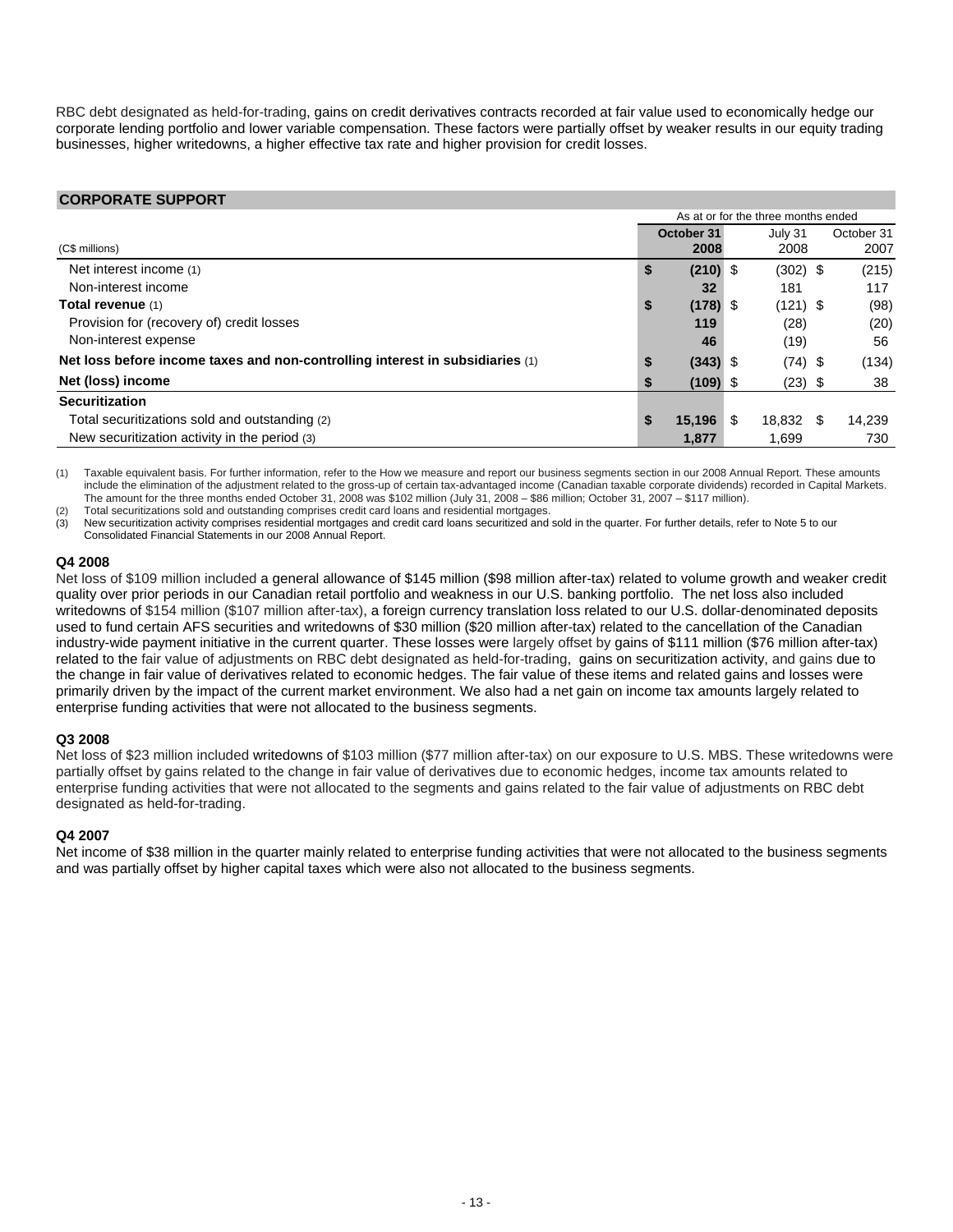RBC debt designated as held-for-trading, gains on credit derivatives contracts recorded at fair value used to economically hedge our corporate lending portfolio and lower variable compensation. These factors were partially offset by weaker results in our equity trading businesses, higher writedowns, a higher effective tax rate and higher provision for credit losses.

## CORPORATE SUPPORT

| (C$ millions) | As at or for the three months ended October 31 2008 | July 31 2008 | October 31 2007 |
|---|---|---|---|
| Net interest income (1) | $ (210) | $ (302) | $ (215) |
| Non-interest income | 32 | 181 | 117 |
| **Total revenue** (1) | $ (178) | $ (121) | $ (98) |
| Provision for (recovery of) credit losses | 119 | (28) | (20) |
| Non-interest expense | 46 | (19) | 56 |
| **Net loss before income taxes and non-controlling interest in subsidiaries** (1) | $ (343) | $ (74) | $ (134) |
| **Net (loss) income** | $ (109) | $ (23) | $ 38 |
| **Securitization** | | | |
| Total securitizations sold and outstanding (2) | $ 15,196 | $ 18,832 | $ 14,239 |
| New securitization activity in the period (3) | 1,877 | 1,699 | 730 |

(1) Taxable equivalent basis. For further information, refer to the How we measure and report our business segments section in our 2008 Annual Report. These amounts include the elimination of the adjustment related to the gross-up of certain tax-advantaged income (Canadian taxable corporate dividends) recorded in Capital Markets. The amount for the three months ended October 31, 2008 was $102 million (July 31, 2008 – $86 million; October 31, 2007 – $117 million).
(2) Total securitizations sold and outstanding comprises credit card loans and residential mortgages.
(3) New securitization activity comprises residential mortgages and credit card loans securitized and sold in the quarter. For further details, refer to Note 5 to our Consolidated Financial Statements in our 2008 Annual Report.

**Q4 2008**
Net loss of $109 million included a general allowance of $145 million ($98 million after-tax) related to volume growth and weaker credit quality over prior periods in our Canadian retail portfolio and weakness in our U.S. banking portfolio. The net loss also included writedowns of $154 million ($107 million after-tax), a foreign currency translation loss related to our U.S. dollar-denominated deposits used to fund certain AFS securities and writedowns of $30 million ($20 million after-tax) related to the cancellation of the Canadian industry-wide payment initiative in the current quarter. These losses were largely offset by gains of $111 million ($76 million after-tax) related to the fair value of adjustments on RBC debt designated as held-for-trading, gains on securitization activity, and gains due to the change in fair value of derivatives related to economic hedges. The fair value of these items and related gains and losses were primarily driven by the impact of the current market environment. We also had a net gain on income tax amounts largely related to enterprise funding activities that were not allocated to the business segments.

**Q3 2008**
Net loss of $23 million included writedowns of $103 million ($77 million after-tax) on our exposure to U.S. MBS. These writedowns were partially offset by gains related to the change in fair value of derivatives due to economic hedges, income tax amounts related to enterprise funding activities that were not allocated to the segments and gains related to the fair value of adjustments on RBC debt designated as held-for-trading.

**Q4 2007**
Net income of $38 million in the quarter mainly related to enterprise funding activities that were not allocated to the business segments and was partially offset by higher capital taxes which were also not allocated to the business segments.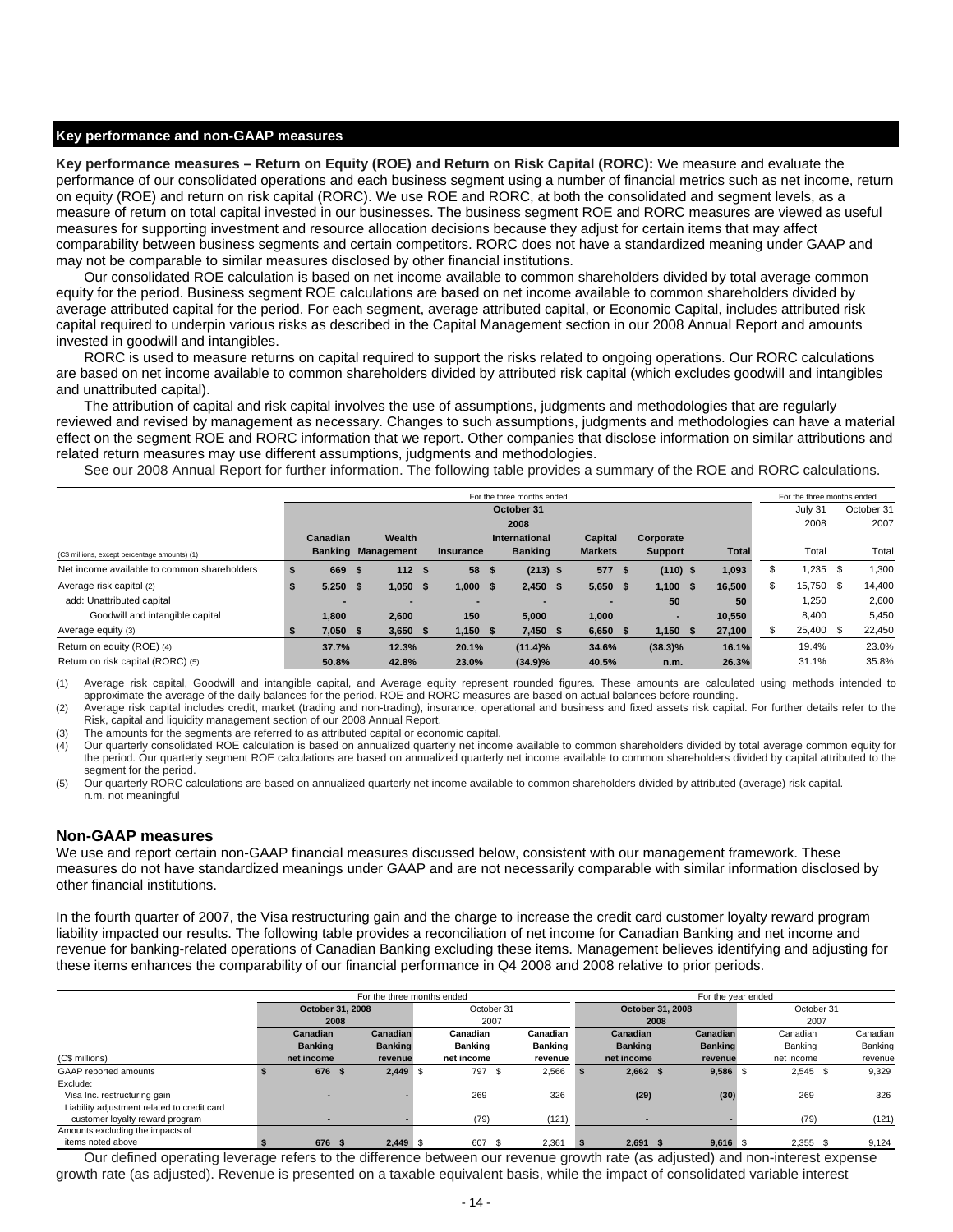## Key performance and non-GAAP measures

**Key performance measures – Return on Equity (ROE) and Return on Risk Capital (RORC):** We measure and evaluate the performance of our consolidated operations and each business segment using a number of financial metrics such as net income, return on equity (ROE) and return on risk capital (RORC). We use ROE and RORC, at both the consolidated and segment levels, as a measure of return on total capital invested in our businesses. The business segment ROE and RORC measures are viewed as useful measures for supporting investment and resource allocation decisions because they adjust for certain items that may affect comparability between business segments and certain competitors. RORC does not have a standardized meaning under GAAP and may not be comparable to similar measures disclosed by other financial institutions.

Our consolidated ROE calculation is based on net income available to common shareholders divided by total average common equity for the period. Business segment ROE calculations are based on net income available to common shareholders divided by average attributed capital for the period. For each segment, average attributed capital, or Economic Capital, includes attributed risk capital required to underpin various risks as described in the Capital Management section in our 2008 Annual Report and amounts invested in goodwill and intangibles.

RORC is used to measure returns on capital required to support the risks related to ongoing operations. Our RORC calculations are based on net income available to common shareholders divided by attributed risk capital (which excludes goodwill and intangibles and unattributed capital).

The attribution of capital and risk capital involves the use of assumptions, judgments and methodologies that are regularly reviewed and revised by management as necessary. Changes to such assumptions, judgments and methodologies can have a material effect on the segment ROE and RORC information that we report. Other companies that disclose information on similar attributions and related return measures may use different assumptions, judgments and methodologies.

See our 2008 Annual Report for further information. The following table provides a summary of the ROE and RORC calculations.

| | For the three months ended October 31 2008 | | | | | | | For the three months ended | |
|---|---|---|---|---|---|---|---|---|---|
| | | | | | | | | July 31 2008 | October 31 2007 |
| (C$ millions, except percentage amounts) (1) | Canadian Banking | Wealth Management | Insurance | International Banking | Capital Markets | Corporate Support | Total | Total | Total |
| Net income available to common shareholders | $ 669 | $ 112 | $ 58 | $ (213) | $ 577 | $ (110) | $ 1,093 | $ 1,235 | $ 1,300 |
| Average risk capital (2) | $ 5,250 | $ 1,050 | $ 1,000 | $ 2,450 | $ 5,650 | $ 1,100 | $ 16,500 | $ 15,750 | $ 14,400 |
| add: Unattributed capital | - | - | - | - | - | 50 | 50 | 1,250 | 2,600 |
| Goodwill and intangible capital | 1,800 | 2,600 | 150 | 5,000 | 1,000 | - | 10,550 | 8,400 | 5,450 |
| Average equity (3) | $ 7,050 | $ 3,650 | $ 1,150 | $ 7,450 | $ 6,650 | $ 1,150 | $ 27,100 | $ 25,400 | $ 22,450 |
| Return on equity (ROE) (4) | 37.7% | 12.3% | 20.1% | (11.4)% | 34.6% | (38.3)% | 16.1% | 19.4% | 23.0% |
| Return on risk capital (RORC) (5) | 50.8% | 42.8% | 23.0% | (34.9)% | 40.5% | n.m. | 26.3% | 31.1% | 35.8% |

(1) Average risk capital, Goodwill and intangible capital, and Average equity represent rounded figures. These amounts are calculated using methods intended to approximate the average of the daily balances for the period. ROE and RORC measures are based on actual balances before rounding.
(2) Average risk capital includes credit, market (trading and non-trading), insurance, operational and business and fixed assets risk capital. For further details refer to the Risk, capital and liquidity management section of our 2008 Annual Report.
(3) The amounts for the segments are referred to as attributed capital or economic capital.
(4) Our quarterly consolidated ROE calculation is based on annualized quarterly net income available to common shareholders divided by total average common equity for the period. Our quarterly segment ROE calculations are based on annualized quarterly net income available to common shareholders divided by capital attributed to the segment for the period.
(5) Our quarterly RORC calculations are based on annualized quarterly net income available to common shareholders divided by attributed (average) risk capital.
n.m. not meaningful

## Non-GAAP measures

We use and report certain non-GAAP financial measures discussed below, consistent with our management framework. These measures do not have standardized meanings under GAAP and are not necessarily comparable with similar information disclosed by other financial institutions.

In the fourth quarter of 2007, the Visa restructuring gain and the charge to increase the credit card customer loyalty reward program liability impacted our results. The following table provides a reconciliation of net income for Canadian Banking and net income and revenue for banking-related operations of Canadian Banking excluding these items. Management believes identifying and adjusting for these items enhances the comparability of our financial performance in Q4 2008 and 2008 relative to prior periods.

| | For the three months ended | | | | For the year ended | | | |
|---|---|---|---|---|---|---|---|---|
| | October 31, 2008 | | October 31 2007 | | October 31, 2008 | | October 31 2007 | |
| (C$ millions) | Canadian Banking net income | Canadian Banking revenue | Canadian Banking net income | Canadian Banking revenue | Canadian Banking net income | Canadian Banking revenue | Canadian Banking net income | Canadian Banking revenue |
| GAAP reported amounts | $ 676 | $ 2,449 | $ 797 | $ 2,566 | $ 2,662 | $ 9,586 | $ 2,545 | $ 9,329 |
| Exclude: | | | | | | | | |
| Visa Inc. restructuring gain | - | - | 269 | 326 | (29) | (30) | 269 | 326 |
| Liability adjustment related to credit card customer loyalty reward program | - | - | (79) | (121) | - | - | (79) | (121) |
| Amounts excluding the impacts of items noted above | $ 676 | $ 2,449 | $ 607 | $ 2,361 | $ 2,691 | $ 9,616 | $ 2,355 | $ 9,124 |

Our defined operating leverage refers to the difference between our revenue growth rate (as adjusted) and non-interest expense growth rate (as adjusted). Revenue is presented on a taxable equivalent basis, while the impact of consolidated variable interest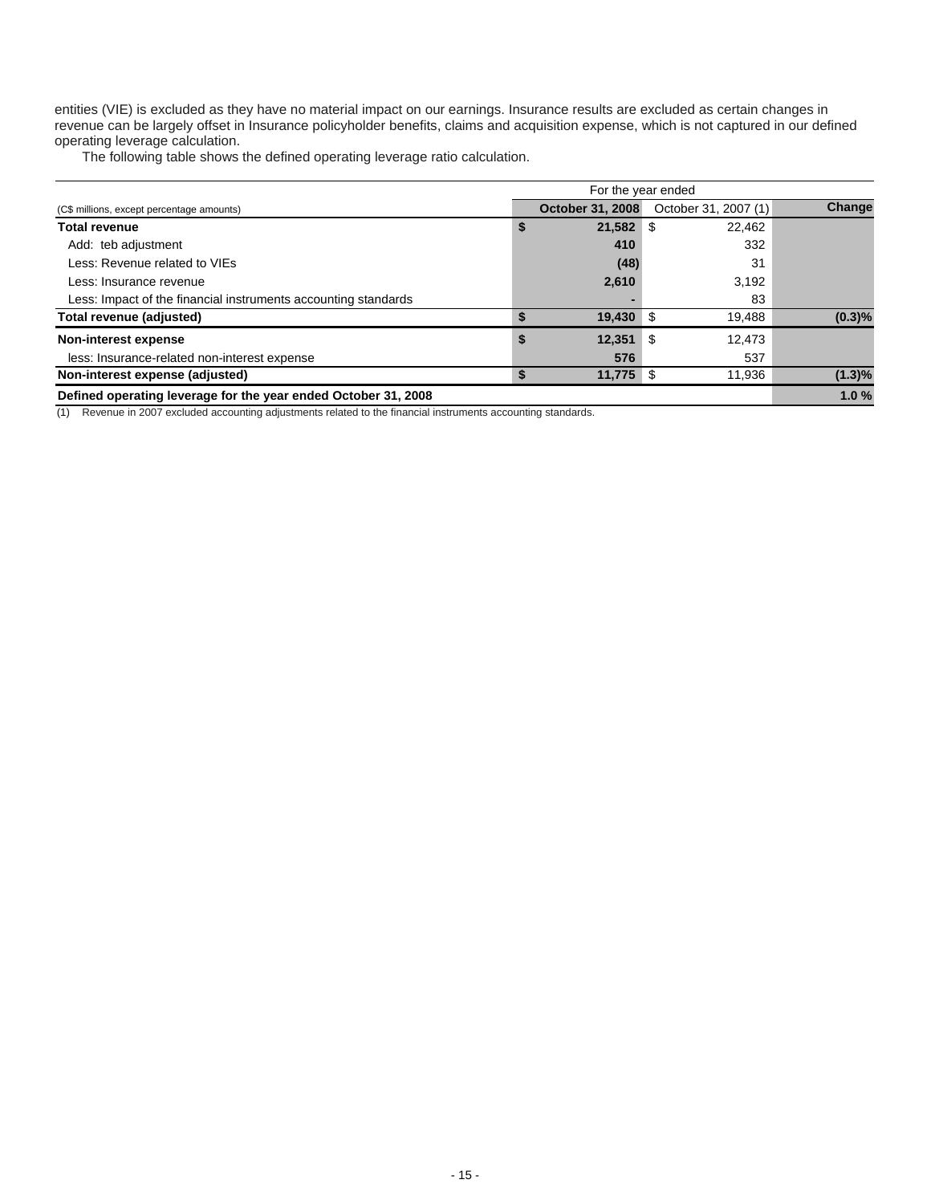entities (VIE) is excluded as they have no material impact on our earnings. Insurance results are excluded as certain changes in revenue can be largely offset in Insurance policyholder benefits, claims and acquisition expense, which is not captured in our defined operating leverage calculation.

The following table shows the defined operating leverage ratio calculation.

| | For the year ended | | |
|---|---|---|---|
| (C$ millions, except percentage amounts) | **October 31, 2008** | October 31, 2007 (1) | **Change** |
| **Total revenue** | **$ 21,582** | $ 22,462 | |
| Add: teb adjustment | **410** | 332 | |
| Less: Revenue related to VIEs | **(48)** | 31 | |
| Less: Insurance revenue | **2,610** | 3,192 | |
| Less: Impact of the financial instruments accounting standards | **-** | 83 | |
| **Total revenue (adjusted)** | **$ 19,430** | $ 19,488 | **(0.3)%** |
| **Non-interest expense** | **$ 12,351** | $ 12,473 | |
| less: Insurance-related non-interest expense | **576** | 537 | |
| **Non-interest expense (adjusted)** | **$ 11,775** | $ 11,936 | **(1.3)%** |
| **Defined operating leverage for the year ended October 31, 2008** | | | **1.0 %** |

(1) Revenue in 2007 excluded accounting adjustments related to the financial instruments accounting standards.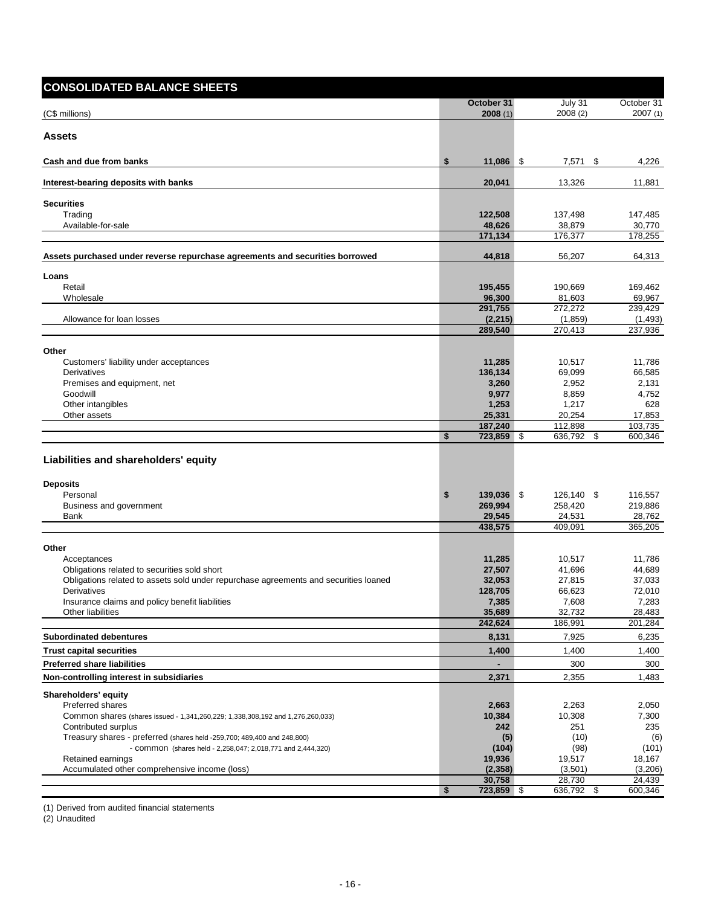## CONSOLIDATED BALANCE SHEETS

| (C$ millions) | October 31 2008 (1) | July 31 2008 (2) | October 31 2007 (1) |
|---|---|---|---|
| **Assets** | | | |
| **Cash and due from banks** | **$ 11,086** | $ 7,571 | $ 4,226 |
| **Interest-bearing deposits with banks** | **20,041** | 13,326 | 11,881 |
| **Securities** | | | |
| Trading | **122,508** | 137,498 | 147,485 |
| Available-for-sale | **48,626** | 38,879 | 30,770 |
| | **171,134** | 176,377 | 178,255 |
| **Assets purchased under reverse repurchase agreements and securities borrowed** | **44,818** | 56,207 | 64,313 |
| **Loans** | | | |
| Retail | **195,455** | 190,669 | 169,462 |
| Wholesale | **96,300** | 81,603 | 69,967 |
| | **291,755** | 272,272 | 239,429 |
| Allowance for loan losses | **(2,215)** | (1,859) | (1,493) |
| | **289,540** | 270,413 | 237,936 |
| **Other** | | | |
| Customers' liability under acceptances | **11,285** | 10,517 | 11,786 |
| Derivatives | **136,134** | 69,099 | 66,585 |
| Premises and equipment, net | **3,260** | 2,952 | 2,131 |
| Goodwill | **9,977** | 8,859 | 4,752 |
| Other intangibles | **1,253** | 1,217 | 628 |
| Other assets | **25,331** | 20,254 | 17,853 |
| | **187,240** | 112,898 | 103,735 |
| | **$ 723,859** | $ 636,792 | $ 600,346 |
| **Liabilities and shareholders' equity** | | | |
| **Deposits** | | | |
| Personal | **$ 139,036** | $ 126,140 | $ 116,557 |
| Business and government | **269,994** | 258,420 | 219,886 |
| Bank | **29,545** | 24,531 | 28,762 |
| | **438,575** | 409,091 | 365,205 |
| **Other** | | | |
| Acceptances | **11,285** | 10,517 | 11,786 |
| Obligations related to securities sold short | **27,507** | 41,696 | 44,689 |
| Obligations related to assets sold under repurchase agreements and securities loaned | **32,053** | 27,815 | 37,033 |
| Derivatives | **128,705** | 66,623 | 72,010 |
| Insurance claims and policy benefit liabilities | **7,385** | 7,608 | 7,283 |
| Other liabilities | **35,689** | 32,732 | 28,483 |
| | **242,624** | 186,991 | 201,284 |
| **Subordinated debentures** | **8,131** | 7,925 | 6,235 |
| **Trust capital securities** | **1,400** | 1,400 | 1,400 |
| **Preferred share liabilities** | **-** | 300 | 300 |
| **Non-controlling interest in subsidiaries** | **2,371** | 2,355 | 1,483 |
| **Shareholders' equity** | | | |
| Preferred shares | **2,663** | 2,263 | 2,050 |
| Common shares (shares issued - 1,341,260,229; 1,338,308,192 and 1,276,260,033) | **10,384** | 10,308 | 7,300 |
| Contributed surplus | **242** | 251 | 235 |
| Treasury shares - preferred (shares held -259,700; 489,400 and 248,800) | **(5)** | (10) | (6) |
| - common (shares held - 2,258,047; 2,018,771 and 2,444,320) | **(104)** | (98) | (101) |
| Retained earnings | **19,936** | 19,517 | 18,167 |
| Accumulated other comprehensive income (loss) | **(2,358)** | (3,501) | (3,206) |
| | **30,758** | 28,730 | 24,439 |
| | **$ 723,859** | $ 636,792 | $ 600,346 |

(1) Derived from audited financial statements

(2) Unaudited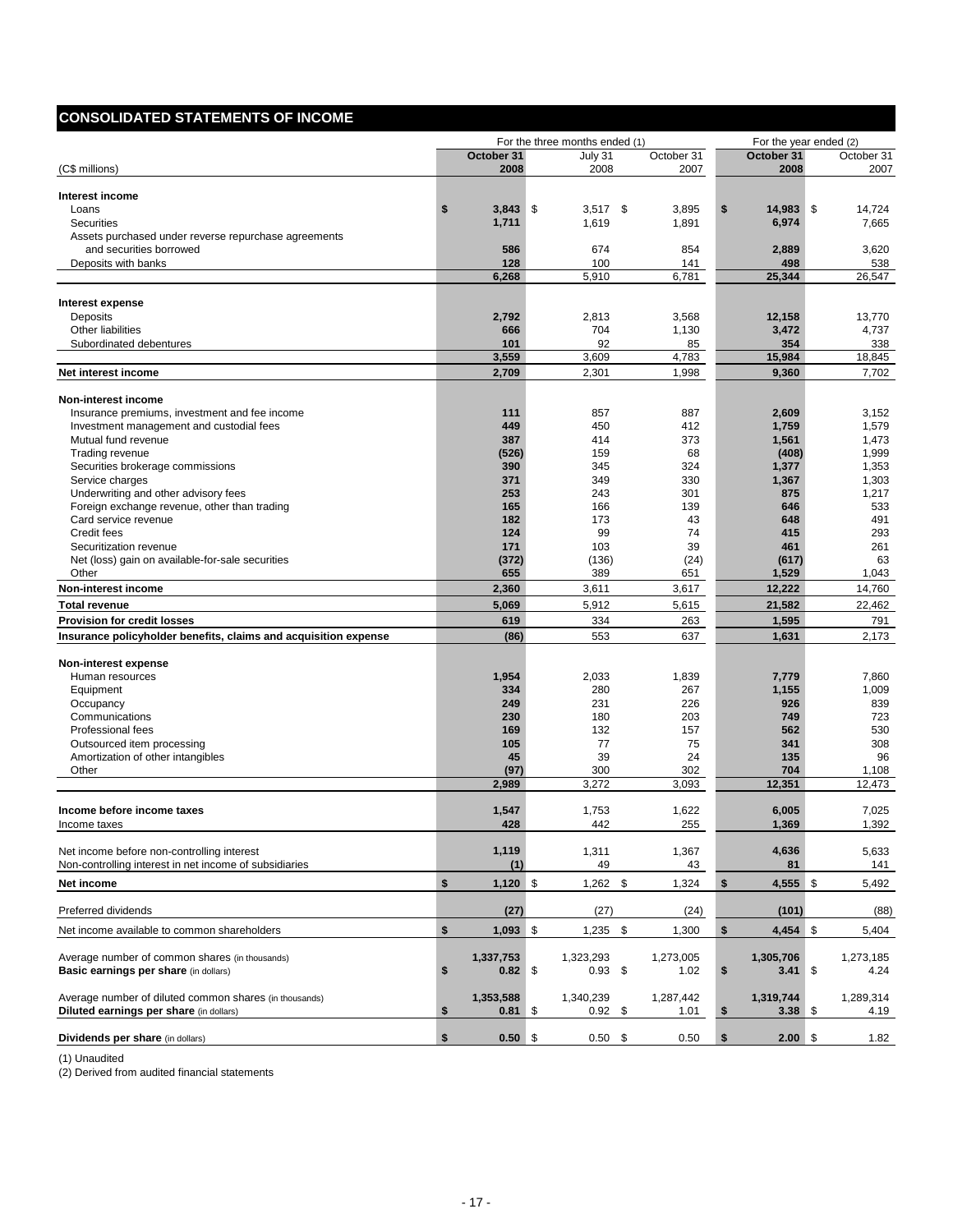## CONSOLIDATED STATEMENTS OF INCOME

| (C$ millions) | For the three months ended (1) October 31 2008 | July 31 2008 | October 31 2007 | For the year ended (2) October 31 2008 | October 31 2007 |
|---|---|---|---|---|---|
| **Interest income** | | | | | |
| Loans | $ 3,843 | $ 3,517 | $ 3,895 | $ 14,983 | $ 14,724 |
| Securities | 1,711 | 1,619 | 1,891 | 6,974 | 7,665 |
| Assets purchased under reverse repurchase agreements and securities borrowed | 586 | 674 | 854 | 2,889 | 3,620 |
| Deposits with banks | 128 | 100 | 141 | 498 | 538 |
| | 6,268 | 5,910 | 6,781 | 25,344 | 26,547 |
| **Interest expense** | | | | | |
| Deposits | 2,792 | 2,813 | 3,568 | 12,158 | 13,770 |
| Other liabilities | 666 | 704 | 1,130 | 3,472 | 4,737 |
| Subordinated debentures | 101 | 92 | 85 | 354 | 338 |
| | 3,559 | 3,609 | 4,783 | 15,984 | 18,845 |
| **Net interest income** | 2,709 | 2,301 | 1,998 | 9,360 | 7,702 |
| **Non-interest income** | | | | | |
| Insurance premiums, investment and fee income | 111 | 857 | 887 | 2,609 | 3,152 |
| Investment management and custodial fees | 449 | 450 | 412 | 1,759 | 1,579 |
| Mutual fund revenue | 387 | 414 | 373 | 1,561 | 1,473 |
| Trading revenue | (526) | 159 | 68 | (408) | 1,999 |
| Securities brokerage commissions | 390 | 345 | 324 | 1,377 | 1,353 |
| Service charges | 371 | 349 | 330 | 1,367 | 1,303 |
| Underwriting and other advisory fees | 253 | 243 | 301 | 875 | 1,217 |
| Foreign exchange revenue, other than trading | 165 | 166 | 139 | 646 | 533 |
| Card service revenue | 182 | 173 | 43 | 648 | 491 |
| Credit fees | 124 | 99 | 74 | 415 | 293 |
| Securitization revenue | 171 | 103 | 39 | 461 | 261 |
| Net (loss) gain on available-for-sale securities | (372) | (136) | (24) | (617) | 63 |
| Other | 655 | 389 | 651 | 1,529 | 1,043 |
| **Non-interest income** | 2,360 | 3,611 | 3,617 | 12,222 | 14,760 |
| **Total revenue** | 5,069 | 5,912 | 5,615 | 21,582 | 22,462 |
| **Provision for credit losses** | 619 | 334 | 263 | 1,595 | 791 |
| **Insurance policyholder benefits, claims and acquisition expense** | (86) | 553 | 637 | 1,631 | 2,173 |
| **Non-interest expense** | | | | | |
| Human resources | 1,954 | 2,033 | 1,839 | 7,779 | 7,860 |
| Equipment | 334 | 280 | 267 | 1,155 | 1,009 |
| Occupancy | 249 | 231 | 226 | 926 | 839 |
| Communications | 230 | 180 | 203 | 749 | 723 |
| Professional fees | 169 | 132 | 157 | 562 | 530 |
| Outsourced item processing | 105 | 77 | 75 | 341 | 308 |
| Amortization of other intangibles | 45 | 39 | 24 | 135 | 96 |
| Other | (97) | 300 | 302 | 704 | 1,108 |
| | 2,989 | 3,272 | 3,093 | 12,351 | 12,473 |
| **Income before income taxes** | 1,547 | 1,753 | 1,622 | 6,005 | 7,025 |
| Income taxes | 428 | 442 | 255 | 1,369 | 1,392 |
| Net income before non-controlling interest | 1,119 | 1,311 | 1,367 | 4,636 | 5,633 |
| Non-controlling interest in net income of subsidiaries | (1) | 49 | 43 | 81 | 141 |
| **Net income** | $ 1,120 | $ 1,262 | $ 1,324 | $ 4,555 | $ 5,492 |
| Preferred dividends | (27) | (27) | (24) | (101) | (88) |
| Net income available to common shareholders | $ 1,093 | $ 1,235 | $ 1,300 | $ 4,454 | $ 5,404 |
| Average number of common shares (in thousands) | 1,337,753 | 1,323,293 | 1,273,005 | 1,305,706 | 1,273,185 |
| **Basic earnings per share** (in dollars) | $ 0.82 | $ 0.93 | $ 1.02 | $ 3.41 | $ 4.24 |
| Average number of diluted common shares (in thousands) | 1,353,588 | 1,340,239 | 1,287,442 | 1,319,744 | 1,289,314 |
| **Diluted earnings per share** (in dollars) | $ 0.81 | $ 0.92 | $ 1.01 | $ 3.38 | $ 4.19 |
| **Dividends per share** (in dollars) | $ 0.50 | $ 0.50 | $ 0.50 | $ 2.00 | $ 1.82 |

(1) Unaudited

(2) Derived from audited financial statements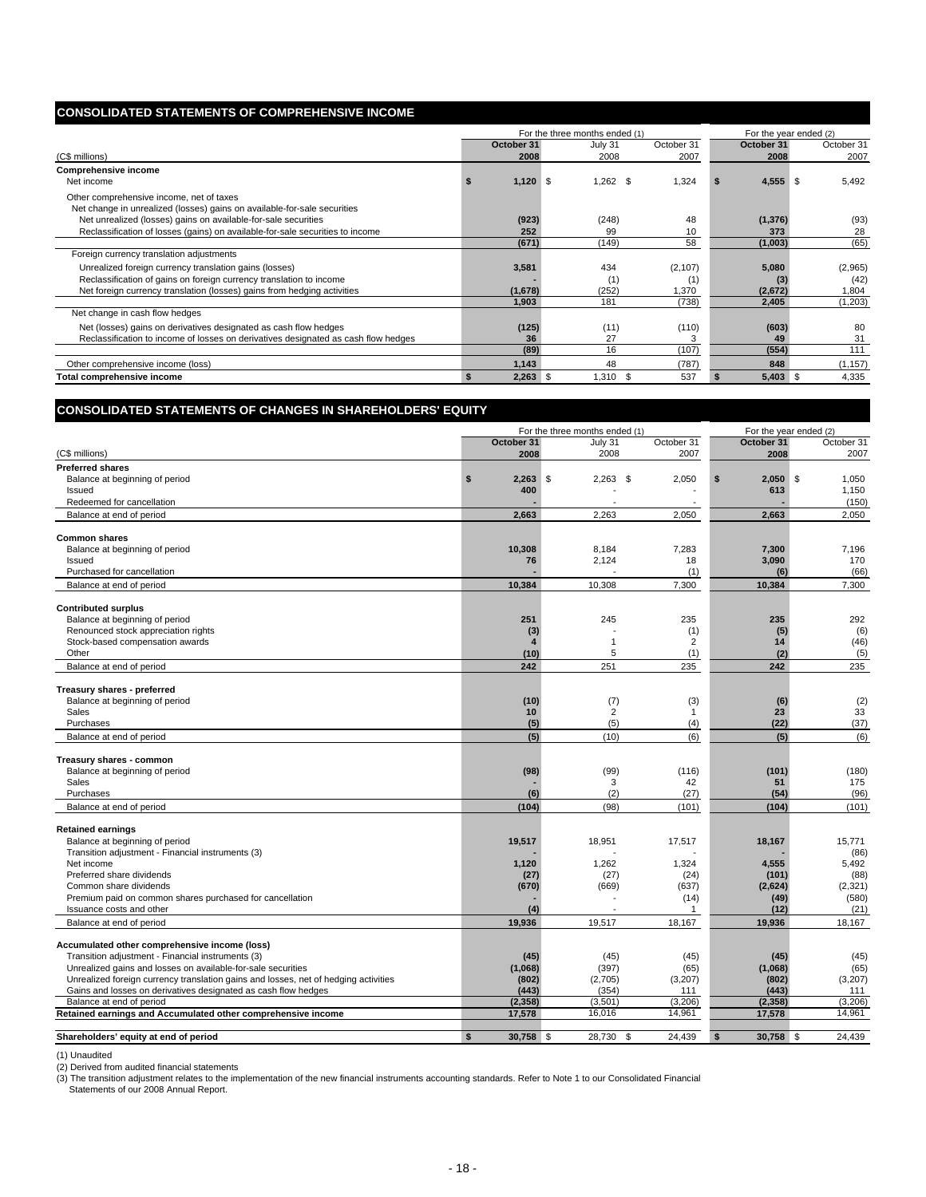## CONSOLIDATED STATEMENTS OF COMPREHENSIVE INCOME

| (C$ millions) | For the three months ended (1) October 31 2008 | July 31 2008 | October 31 2007 | For the year ended (2) October 31 2008 | October 31 2007 |
|---|---|---|---|---|---|
| **Comprehensive income** | | | | | |
| Net income | $ 1,120 | $ 1,262 | $ 1,324 | $ 4,555 | $ 5,492 |
| Other comprehensive income, net of taxes | | | | | |
| Net change in unrealized (losses) gains on available-for-sale securities | | | | | |
| Net unrealized (losses) gains on available-for-sale securities | (923) | (248) | 48 | (1,376) | (93) |
| Reclassification of losses (gains) on available-for-sale securities to income | 252 | 99 | 10 | 373 | 28 |
| | (671) | (149) | 58 | (1,003) | (65) |
| Foreign currency translation adjustments | | | | | |
| Unrealized foreign currency translation gains (losses) | 3,581 | 434 | (2,107) | 5,080 | (2,965) |
| Reclassification of gains on foreign currency translation to income | - | (1) | (1) | (3) | (42) |
| Net foreign currency translation (losses) gains from hedging activities | (1,678) | (252) | 1,370 | (2,672) | 1,804 |
| | 1,903 | 181 | (738) | 2,405 | (1,203) |
| Net change in cash flow hedges | | | | | |
| Net (losses) gains on derivatives designated as cash flow hedges | (125) | (11) | (110) | (603) | 80 |
| Reclassification to income of losses on derivatives designated as cash flow hedges | 36 | 27 | 3 | 49 | 31 |
| | (89) | 16 | (107) | (554) | 111 |
| Other comprehensive income (loss) | 1,143 | 48 | (787) | 848 | (1,157) |
| **Total comprehensive income** | $ 2,263 | $ 1,310 | $ 537 | $ 5,403 | $ 4,335 |

## CONSOLIDATED STATEMENTS OF CHANGES IN SHAREHOLDERS' EQUITY

| (C$ millions) | For the three months ended (1) October 31 2008 | July 31 2008 | October 31 2007 | For the year ended (2) October 31 2008 | October 31 2007 |
|---|---|---|---|---|---|
| **Preferred shares** | | | | | |
| Balance at beginning of period | $ 2,263 | $ 2,263 | $ 2,050 | $ 2,050 | $ 1,050 |
| Issued | 400 | - | - | 613 | 1,150 |
| Redeemed for cancellation | - | - | - | - | (150) |
| Balance at end of period | 2,663 | 2,263 | 2,050 | 2,663 | 2,050 |
| **Common shares** | | | | | |
| Balance at beginning of period | 10,308 | 8,184 | 7,283 | 7,300 | 7,196 |
| Issued | 76 | 2,124 | 18 | 3,090 | 170 |
| Purchased for cancellation | - | - | (1) | (6) | (66) |
| Balance at end of period | 10,384 | 10,308 | 7,300 | 10,384 | 7,300 |
| **Contributed surplus** | | | | | |
| Balance at beginning of period | 251 | 245 | 235 | 235 | 292 |
| Renounced stock appreciation rights | (3) | - | (1) | (5) | (6) |
| Stock-based compensation awards | 4 | 1 | 2 | 14 | (46) |
| Other | (10) | 5 | (1) | (2) | (5) |
| Balance at end of period | 242 | 251 | 235 | 242 | 235 |
| **Treasury shares - preferred** | | | | | |
| Balance at beginning of period | (10) | (7) | (3) | (6) | (2) |
| Sales | 10 | 2 | 1 | 23 | 33 |
| Purchases | (5) | (5) | (4) | (22) | (37) |
| Balance at end of period | (5) | (10) | (6) | (5) | (6) |
| **Treasury shares - common** | | | | | |
| Balance at beginning of period | (98) | (99) | (116) | (101) | (180) |
| Sales | - | 3 | 42 | 51 | 175 |
| Purchases | (6) | (2) | (27) | (54) | (96) |
| Balance at end of period | (104) | (98) | (101) | (104) | (101) |
| **Retained earnings** | | | | | |
| Balance at beginning of period | 19,517 | 18,951 | 17,517 | 18,167 | 15,771 |
| Transition adjustment - Financial instruments (3) | - | - | - | - | (86) |
| Net income | 1,120 | 1,262 | 1,324 | 4,555 | 5,492 |
| Preferred share dividends | (27) | (27) | (24) | (101) | (88) |
| Common share dividends | (670) | (669) | (637) | (2,624) | (2,321) |
| Premium paid on common shares purchased for cancellation | - | - | (14) | (49) | (580) |
| Issuance costs and other | (4) | - | 1 | (12) | (21) |
| Balance at end of period | 19,936 | 19,517 | 18,167 | 19,936 | 18,167 |
| **Accumulated other comprehensive income (loss)** | | | | | |
| Transition adjustment - Financial instruments (3) | (45) | (45) | (45) | (45) | (45) |
| Unrealized gains and losses on available-for-sale securities | (1,068) | (397) | (65) | (1,068) | (65) |
| Unrealized foreign currency translation gains and losses, net of hedging activities | (802) | (2,705) | (3,207) | (802) | (3,207) |
| Gains and losses on derivatives designated as cash flow hedges | (443) | (354) | 111 | (443) | 111 |
| Balance at end of period | (2,358) | (3,501) | (3,206) | (2,358) | (3,206) |
| **Retained earnings and Accumulated other comprehensive income** | 17,578 | 16,016 | 14,961 | 17,578 | 14,961 |
| **Shareholders' equity at end of period** | $ 30,758 | $ 28,730 | $ 24,439 | $ 30,758 | $ 24,439 |

(1) Unaudited
(2) Derived from audited financial statements
(3) The transition adjustment relates to the implementation of the new financial instruments accounting standards. Refer to Note 1 to our Consolidated Financial Statements of our 2008 Annual Report.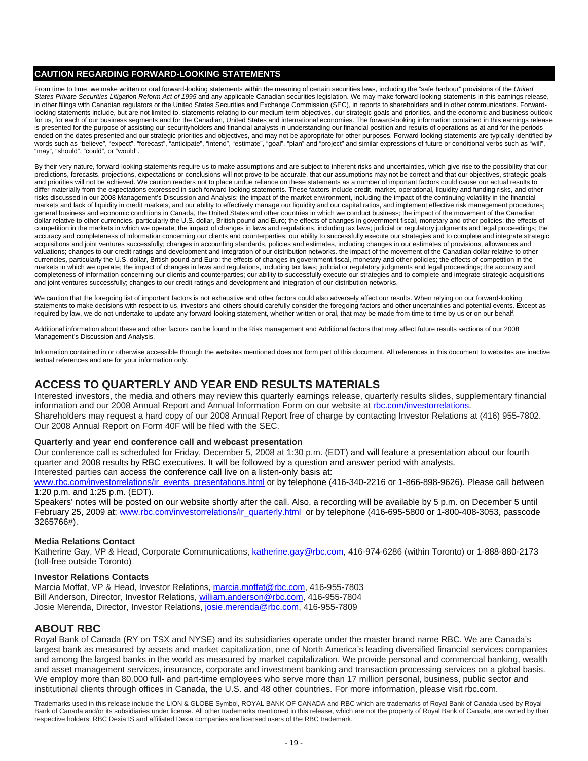## CAUTION REGARDING FORWARD-LOOKING STATEMENTS

From time to time, we make written or oral forward-looking statements within the meaning of certain securities laws, including the "safe harbour" provisions of the *United States Private Securities Litigation Reform Act of 1995* and any applicable Canadian securities legislation. We may make forward-looking statements in this earnings release, in other filings with Canadian regulators or the United States Securities and Exchange Commission (SEC), in reports to shareholders and in other communications. Forward-looking statements include, but are not limited to, statements relating to our medium-term objectives, our strategic goals and priorities, and the economic and business outlook for us, for each of our business segments and for the Canadian, United States and international economies. The forward-looking information contained in this earnings release is presented for the purpose of assisting our securityholders and financial analysts in understanding our financial position and results of operations as at and for the periods ended on the dates presented and our strategic priorities and objectives, and may not be appropriate for other purposes. Forward-looking statements are typically identified by words such as "believe", "expect", "forecast", "anticipate", "intend", "estimate", "goal", "plan" and "project" and similar expressions of future or conditional verbs such as "will", "may", "should", "could", or "would".

By their very nature, forward-looking statements require us to make assumptions and are subject to inherent risks and uncertainties, which give rise to the possibility that our predictions, forecasts, projections, expectations or conclusions will not prove to be accurate, that our assumptions may not be correct and that our objectives, strategic goals and priorities will not be achieved. We caution readers not to place undue reliance on these statements as a number of important factors could cause our actual results to differ materially from the expectations expressed in such forward-looking statements. These factors include credit, market, operational, liquidity and funding risks, and other risks discussed in our 2008 Management's Discussion and Analysis; the impact of the market environment, including the impact of the continuing volatility in the financial markets and lack of liquidity in credit markets, and our ability to effectively manage our liquidity and our capital ratios, and implement effective risk management procedures; general business and economic conditions in Canada, the United States and other countries in which we conduct business; the impact of the movement of the Canadian dollar relative to other currencies, particularly the U.S. dollar, British pound and Euro; the effects of changes in government fiscal, monetary and other policies; the effects of competition in the markets in which we operate; the impact of changes in laws and regulations, including tax laws; judicial or regulatory judgments and legal proceedings; the accuracy and completeness of information concerning our clients and counterparties; our ability to successfully execute our strategies and to complete and integrate strategic acquisitions and joint ventures successfully; changes in accounting standards, policies and estimates, including changes in our estimates of provisions, allowances and valuations; changes to our credit ratings and development and integration of our distribution networks. the impact of the movement of the Canadian dollar relative to other currencies, particularly the U.S. dollar, British pound and Euro; the effects of changes in government fiscal, monetary and other policies; the effects of competition in the markets in which we operate; the impact of changes in laws and regulations, including tax laws; judicial or regulatory judgments and legal proceedings; the accuracy and completeness of information concerning our clients and counterparties; our ability to successfully execute our strategies and to complete and integrate strategic acquisitions and joint ventures successfully; changes to our credit ratings and development and integration of our distribution networks.

We caution that the foregoing list of important factors is not exhaustive and other factors could also adversely affect our results. When relying on our forward-looking statements to make decisions with respect to us, investors and others should carefully consider the foregoing factors and other uncertainties and potential events. Except as required by law, we do not undertake to update any forward-looking statement, whether written or oral, that may be made from time to time by us or on our behalf.

Additional information about these and other factors can be found in the Risk management and Additional factors that may affect future results sections of our 2008 Management's Discussion and Analysis.

Information contained in or otherwise accessible through the websites mentioned does not form part of this document. All references in this document to websites are inactive textual references and are for your information only.

## ACCESS TO QUARTERLY AND YEAR END RESULTS MATERIALS

Interested investors, the media and others may review this quarterly earnings release, quarterly results slides, supplementary financial information and our 2008 Annual Report and Annual Information Form on our website at rbc.com/investorrelations.
Shareholders may request a hard copy of our 2008 Annual Report free of charge by contacting Investor Relations at (416) 955-7802. Our 2008 Annual Report on Form 40F will be filed with the SEC.

### Quarterly and year end conference call and webcast presentation

Our conference call is scheduled for Friday, December 5, 2008 at 1:30 p.m. (EDT) and will feature a presentation about our fourth quarter and 2008 results by RBC executives. It will be followed by a question and answer period with analysts.
Interested parties can access the conference call live on a listen-only basis at:
www.rbc.com/investorrelations/ir_events_presentations.html or by telephone (416-340-2216 or 1-866-898-9626). Please call between 1:20 p.m. and 1:25 p.m. (EDT).
Speakers' notes will be posted on our website shortly after the call. Also, a recording will be available by 5 p.m. on December 5 until February 25, 2009 at: www.rbc.com/investorrelations/ir_quarterly.html or by telephone (416-695-5800 or 1-800-408-3053, passcode 3265766#).

### Media Relations Contact

Katherine Gay, VP & Head, Corporate Communications, katherine.gay@rbc.com, 416-974-6286 (within Toronto) or 1-888-880-2173 (toll-free outside Toronto)

### Investor Relations Contacts

Marcia Moffat, VP & Head, Investor Relations, marcia.moffat@rbc.com, 416-955-7803
Bill Anderson, Director, Investor Relations, william.anderson@rbc.com, 416-955-7804
Josie Merenda, Director, Investor Relations, josie.merenda@rbc.com, 416-955-7809

## ABOUT RBC

Royal Bank of Canada (RY on TSX and NYSE) and its subsidiaries operate under the master brand name RBC. We are Canada's largest bank as measured by assets and market capitalization, one of North America's leading diversified financial services companies and among the largest banks in the world as measured by market capitalization. We provide personal and commercial banking, wealth and asset management services, insurance, corporate and investment banking and transaction processing services on a global basis. We employ more than 80,000 full- and part-time employees who serve more than 17 million personal, business, public sector and institutional clients through offices in Canada, the U.S. and 48 other countries. For more information, please visit rbc.com.

Trademarks used in this release include the LION & GLOBE Symbol, ROYAL BANK OF CANADA and RBC which are trademarks of Royal Bank of Canada used by Royal Bank of Canada and/or its subsidiaries under license. All other trademarks mentioned in this release, which are not the property of Royal Bank of Canada, are owned by their respective holders. RBC Dexia IS and affiliated Dexia companies are licensed users of the RBC trademark.